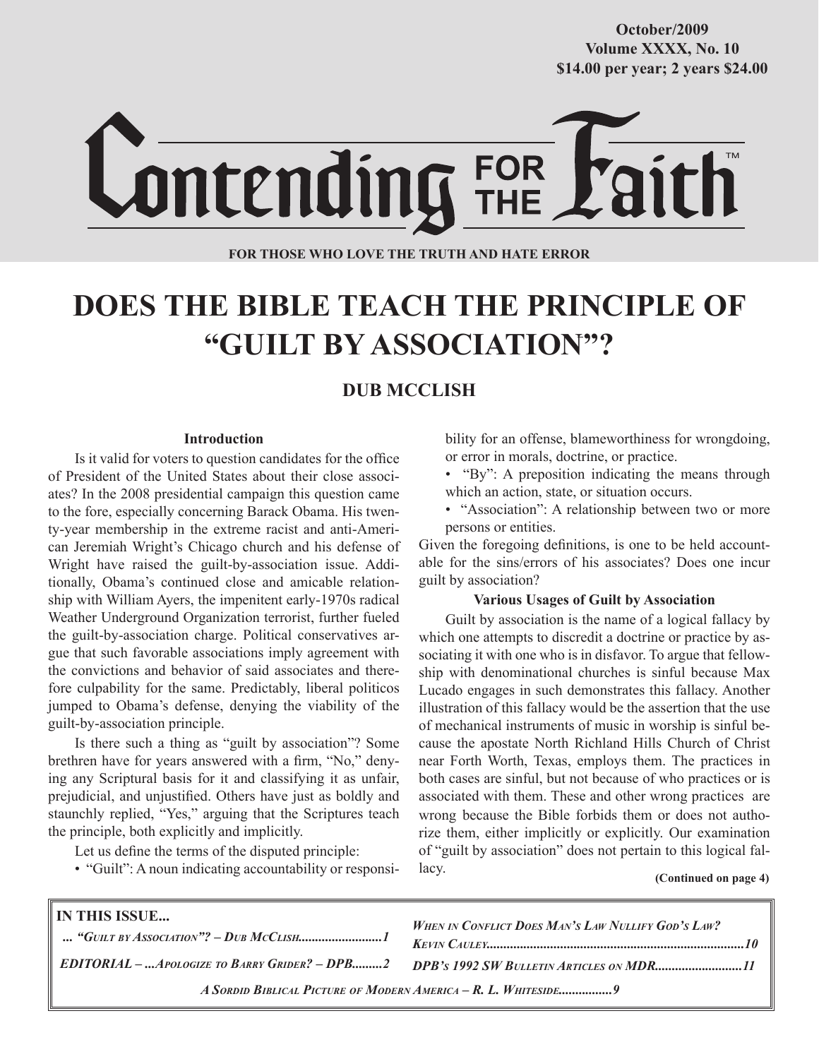October/2009
Volume XXXX, No. 10
$14.00 per year; 2 years $24.00

# Contending FOR THE Faith™

**FOR THOSE WHO LOVE THE TRUTH AND HATE ERROR**

# DOES THE BIBLE TEACH THE PRINCIPLE OF "GUILT BY ASSOCIATION"?

## DUB MCCLISH

### Introduction

Is it valid for voters to question candidates for the office of President of the United States about their close associates? In the 2008 presidential campaign this question came to the fore, especially concerning Barack Obama. His twenty-year membership in the extreme racist and anti-American Jeremiah Wright's Chicago church and his defense of Wright have raised the guilt-by-association issue. Additionally, Obama's continued close and amicable relationship with William Ayers, the impenitent early-1970s radical Weather Underground Organization terrorist, further fueled the guilt-by-association charge. Political conservatives argue that such favorable associations imply agreement with the convictions and behavior of said associates and therefore culpability for the same. Predictably, liberal politicos jumped to Obama's defense, denying the viability of the guilt-by-association principle.

Is there such a thing as "guilt by association"? Some brethren have for years answered with a firm, "No," denying any Scriptural basis for it and classifying it as unfair, prejudicial, and unjustified. Others have just as boldly and staunchly replied, "Yes," arguing that the Scriptures teach the principle, both explicitly and implicitly.

Let us define the terms of the disputed principle:

- "Guilt": A noun indicating accountability or responsibility for an offense, blameworthiness for wrongdoing, or error in morals, doctrine, or practice.
- "By": A preposition indicating the means through which an action, state, or situation occurs.
- "Association": A relationship between two or more persons or entities.

Given the foregoing definitions, is one to be held accountable for the sins/errors of his associates? Does one incur guilt by association?

### Various Usages of Guilt by Association

Guilt by association is the name of a logical fallacy by which one attempts to discredit a doctrine or practice by associating it with one who is in disfavor. To argue that fellowship with denominational churches is sinful because Max Lucado engages in such demonstrates this fallacy. Another illustration of this fallacy would be the assertion that the use of mechanical instruments of music in worship is sinful because the apostate North Richland Hills Church of Christ near Forth Worth, Texas, employs them. The practices in both cases are sinful, but not because of who practices or is associated with them. These and other wrong practices are wrong because the Bible forbids them or does not authorize them, either implicitly or explicitly. Our examination of "guilt by association" does not pertain to this logical fallacy.

**(Continued on page 4)**

**IN THIS ISSUE...**

*... "Guilt by Association"? – Dub McClish*.........................1

*EDITORIAL – ...Apologize to Barry Grider? – DPB*.........2

*When in Conflict Does Man's Law Nullify God's Law? Kevin Cauley*............................................................................10

*DPB's 1992 SW Bulletin Articles on MDR*..........................11

*A Sordid Biblical Picture of Modern America – R. L. Whiteside*................9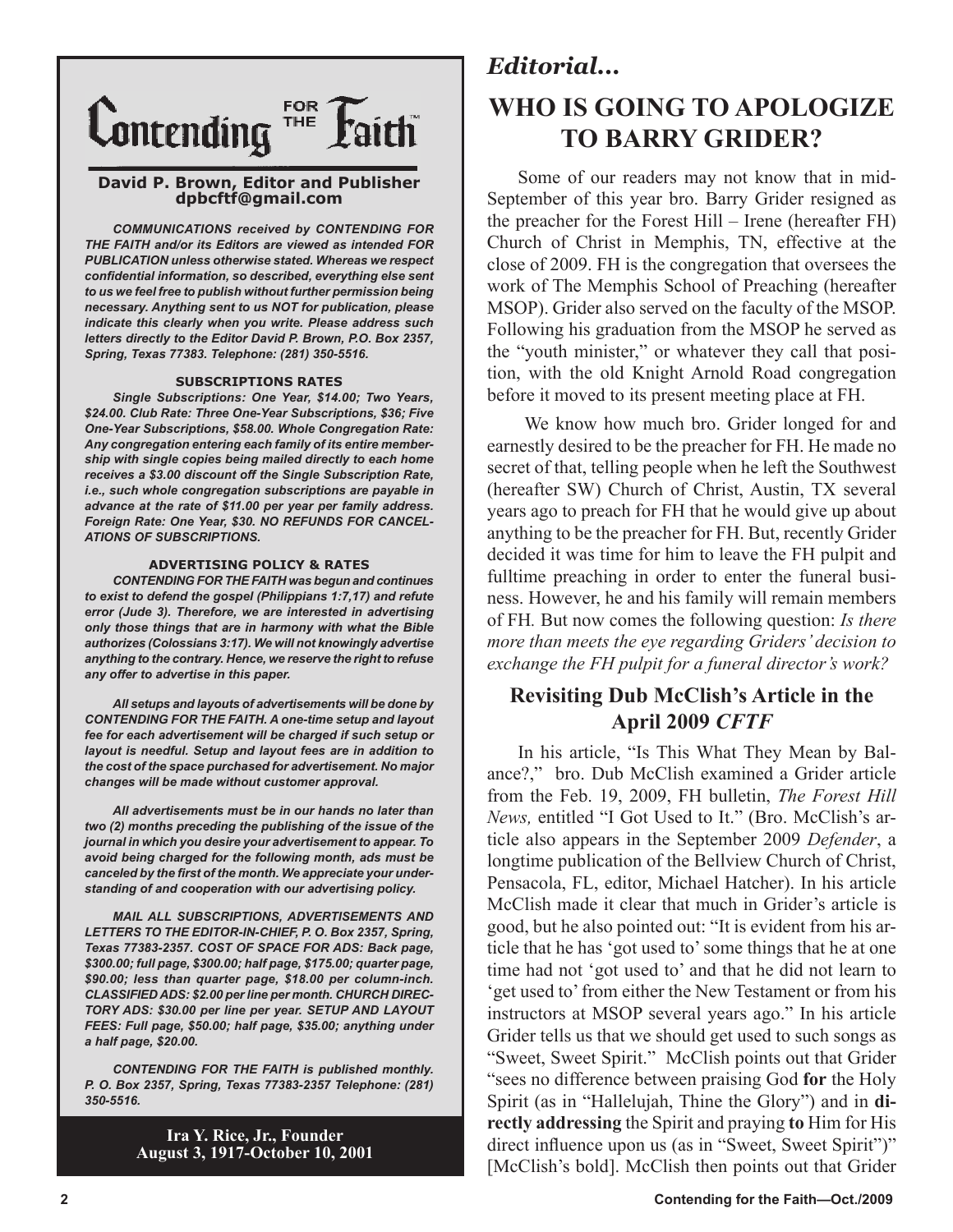# Contending FOR THE Faith

**David P. Brown, Editor and Publisher**
**dpbcftf@gmail.com**

***COMMUNICATIONS received by CONTENDING FOR THE FAITH and/or its Editors are viewed as intended FOR PUBLICATION unless otherwise stated. Whereas we respect confidential information, so described, everything else sent to us we feel free to publish without further permission being necessary. Anything sent to us NOT for publication, please indicate this clearly when you write. Please address such letters directly to the Editor David P. Brown, P.O. Box 2357, Spring, Texas 77383. Telephone: (281) 350-5516.***

**SUBSCRIPTIONS RATES**

***Single Subscriptions: One Year, $14.00; Two Years, $24.00. Club Rate: Three One-Year Subscriptions, $36; Five One-Year Subscriptions, $58.00. Whole Congregation Rate: Any congregation entering each family of its entire membership with single copies being mailed directly to each home receives a $3.00 discount off the Single Subscription Rate, i.e., such whole congregation subscriptions are payable in advance at the rate of $11.00 per year per family address. Foreign Rate: One Year, $30. NO REFUNDS FOR CANCELATIONS OF SUBSCRIPTIONS.***

**ADVERTISING POLICY & RATES**

***CONTENDING FOR THE FAITH was begun and continues to exist to defend the gospel (Philippians 1:7,17) and refute error (Jude 3). Therefore, we are interested in advertising only those things that are in harmony with what the Bible authorizes (Colossians 3:17). We will not knowingly advertise anything to the contrary. Hence, we reserve the right to refuse any offer to advertise in this paper.***

***All setups and layouts of advertisements will be done by CONTENDING FOR THE FAITH. A one-time setup and layout fee for each advertisement will be charged if such setup or layout is needful. Setup and layout fees are in addition to the cost of the space purchased for advertisement. No major changes will be made without customer approval.***

***All advertisements must be in our hands no later than two (2) months preceding the publishing of the issue of the journal in which you desire your advertisement to appear. To avoid being charged for the following month, ads must be canceled by the first of the month. We appreciate your understanding of and cooperation with our advertising policy.***

***MAIL ALL SUBSCRIPTIONS, ADVERTISEMENTS AND LETTERS TO THE EDITOR-IN-CHIEF, P. O. Box 2357, Spring, Texas 77383-2357. COST OF SPACE FOR ADS: Back page, $300.00; full page, $300.00; half page, $175.00; quarter page, $90.00; less than quarter page, $18.00 per column-inch. CLASSIFIED ADS: $2.00 per line per month. CHURCH DIRECTORY ADS: $30.00 per line per year. SETUP AND LAYOUT FEES: Full page, $50.00; half page, $35.00; anything under a half page, $20.00.***

***CONTENDING FOR THE FAITH is published monthly. P. O. Box 2357, Spring, Texas 77383-2357 Telephone: (281) 350-5516.***

**Ira Y. Rice, Jr., Founder**
**August 3, 1917-October 10, 2001**

*Editorial...*

# WHO IS GOING TO APOLOGIZE TO BARRY GRIDER?

Some of our readers may not know that in mid-September of this year bro. Barry Grider resigned as the preacher for the Forest Hill – Irene (hereafter FH) Church of Christ in Memphis, TN, effective at the close of 2009. FH is the congregation that oversees the work of The Memphis School of Preaching (hereafter MSOP). Grider also served on the faculty of the MSOP. Following his graduation from the MSOP he served as the "youth minister," or whatever they call that position, with the old Knight Arnold Road congregation before it moved to its present meeting place at FH.

We know how much bro. Grider longed for and earnestly desired to be the preacher for FH. He made no secret of that, telling people when he left the Southwest (hereafter SW) Church of Christ, Austin, TX several years ago to preach for FH that he would give up about anything to be the preacher for FH. But, recently Grider decided it was time for him to leave the FH pulpit and fulltime preaching in order to enter the funeral business. However, he and his family will remain members of FH. But now comes the following question: *Is there more than meets the eye regarding Griders' decision to exchange the FH pulpit for a funeral director's work?*

## Revisiting Dub McClish's Article in the April 2009 *CFTF*

In his article, "Is This What They Mean by Balance?," bro. Dub McClish examined a Grider article from the Feb. 19, 2009, FH bulletin, *The Forest Hill News,* entitled "I Got Used to It." (Bro. McClish's article also appears in the September 2009 *Defender*, a longtime publication of the Bellview Church of Christ, Pensacola, FL, editor, Michael Hatcher). In his article McClish made it clear that much in Grider's article is good, but he also pointed out: "It is evident from his article that he has 'got used to' some things that he at one time had not 'got used to' and that he did not learn to 'get used to' from either the New Testament or from his instructors at MSOP several years ago." In his article Grider tells us that we should get used to such songs as "Sweet, Sweet Spirit." McClish points out that Grider "sees no difference between praising God **for** the Holy Spirit (as in "Hallelujah, Thine the Glory") and in **directly addressing** the Spirit and praying **to** Him for His direct influence upon us (as in "Sweet, Sweet Spirit")" [McClish's bold]. McClish then points out that Grider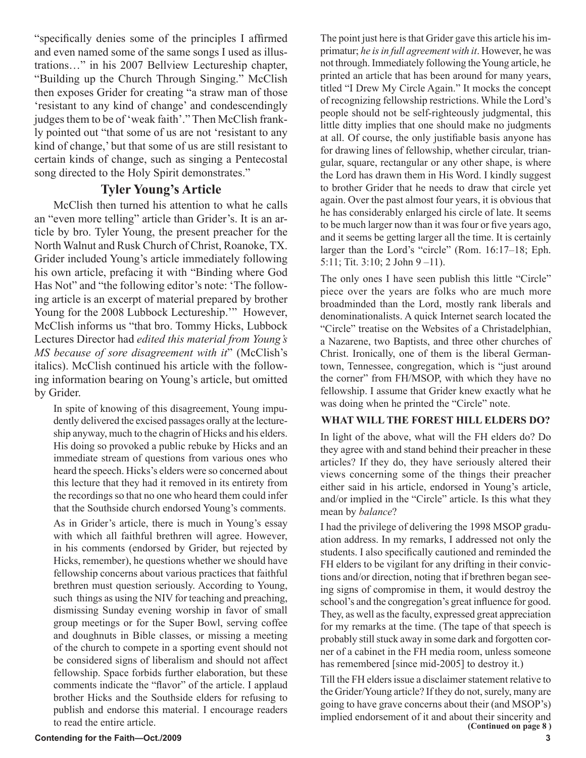"specifically denies some of the principles I affirmed and even named some of the same songs I used as illustrations…" in his 2007 Bellview Lectureship chapter, "Building up the Church Through Singing." McClish then exposes Grider for creating "a straw man of those 'resistant to any kind of change' and condescendingly judges them to be of 'weak faith'." Then McClish frankly pointed out "that some of us are not 'resistant to any kind of change,' but that some of us are still resistant to certain kinds of change, such as singing a Pentecostal song directed to the Holy Spirit demonstrates."

## Tyler Young's Article

McClish then turned his attention to what he calls an "even more telling" article than Grider's. It is an article by bro. Tyler Young, the present preacher for the North Walnut and Rusk Church of Christ, Roanoke, TX. Grider included Young's article immediately following his own article, prefacing it with "Binding where God Has Not" and "the following editor's note: 'The following article is an excerpt of material prepared by brother Young for the 2008 Lubbock Lectureship.'" However, McClish informs us "that bro. Tommy Hicks, Lubbock Lectures Director had *edited this material from Young's MS because of sore disagreement with it*" (McClish's italics). McClish continued his article with the following information bearing on Young's article, but omitted by Grider.

> In spite of knowing of this disagreement, Young impudently delivered the excised passages orally at the lectureship anyway, much to the chagrin of Hicks and his elders. His doing so provoked a public rebuke by Hicks and an immediate stream of questions from various ones who heard the speech. Hicks's elders were so concerned about this lecture that they had it removed in its entirety from the recordings so that no one who heard them could infer that the Southside church endorsed Young's comments.
>
> As in Grider's article, there is much in Young's essay with which all faithful brethren will agree. However, in his comments (endorsed by Grider, but rejected by Hicks, remember), he questions whether we should have fellowship concerns about various practices that faithful brethren must question seriously. According to Young, such things as using the NIV for teaching and preaching, dismissing Sunday evening worship in favor of small group meetings or for the Super Bowl, serving coffee and doughnuts in Bible classes, or missing a meeting of the church to compete in a sporting event should not be considered signs of liberalism and should not affect fellowship. Space forbids further elaboration, but these comments indicate the "flavor" of the article. I applaud brother Hicks and the Southside elders for refusing to publish and endorse this material. I encourage readers to read the entire article.

The point just here is that Grider gave this article his imprimatur; *he is in full agreement with it*. However, he was not through. Immediately following the Young article, he printed an article that has been around for many years, titled "I Drew My Circle Again." It mocks the concept of recognizing fellowship restrictions. While the Lord's people should not be self-righteously judgmental, this little ditty implies that one should make no judgments at all. Of course, the only justifiable basis anyone has for drawing lines of fellowship, whether circular, triangular, square, rectangular or any other shape, is where the Lord has drawn them in His Word. I kindly suggest to brother Grider that he needs to draw that circle yet again. Over the past almost four years, it is obvious that he has considerably enlarged his circle of late. It seems to be much larger now than it was four or five years ago, and it seems be getting larger all the time. It is certainly larger than the Lord's "circle" (Rom. 16:17–18; Eph. 5:11; Tit. 3:10; 2 John 9 –11).

The only ones I have seen publish this little "Circle" piece over the years are folks who are much more broadminded than the Lord, mostly rank liberals and denominationalists. A quick Internet search located the "Circle" treatise on the Websites of a Christadelphian, a Nazarene, two Baptists, and three other churches of Christ. Ironically, one of them is the liberal Germantown, Tennessee, congregation, which is "just around the corner" from FH/MSOP, with which they have no fellowship. I assume that Grider knew exactly what he was doing when he printed the "Circle" note.

### WHAT WILL THE FOREST HILL ELDERS DO?

In light of the above, what will the FH elders do? Do they agree with and stand behind their preacher in these articles? If they do, they have seriously altered their views concerning some of the things their preacher either said in his article, endorsed in Young's article, and/or implied in the "Circle" article. Is this what they mean by *balance*?

I had the privilege of delivering the 1998 MSOP graduation address. In my remarks, I addressed not only the students. I also specifically cautioned and reminded the FH elders to be vigilant for any drifting in their convictions and/or direction, noting that if brethren began seeing signs of compromise in them, it would destroy the school's and the congregation's great influence for good. They, as well as the faculty, expressed great appreciation for my remarks at the time. (The tape of that speech is probably still stuck away in some dark and forgotten corner of a cabinet in the FH media room, unless someone has remembered [since mid-2005] to destroy it.)

Till the FH elders issue a disclaimer statement relative to the Grider/Young article? If they do not, surely, many are going to have grave concerns about their (and MSOP's) implied endorsement of it and about their sincerity and

**(Continued on page 8 )**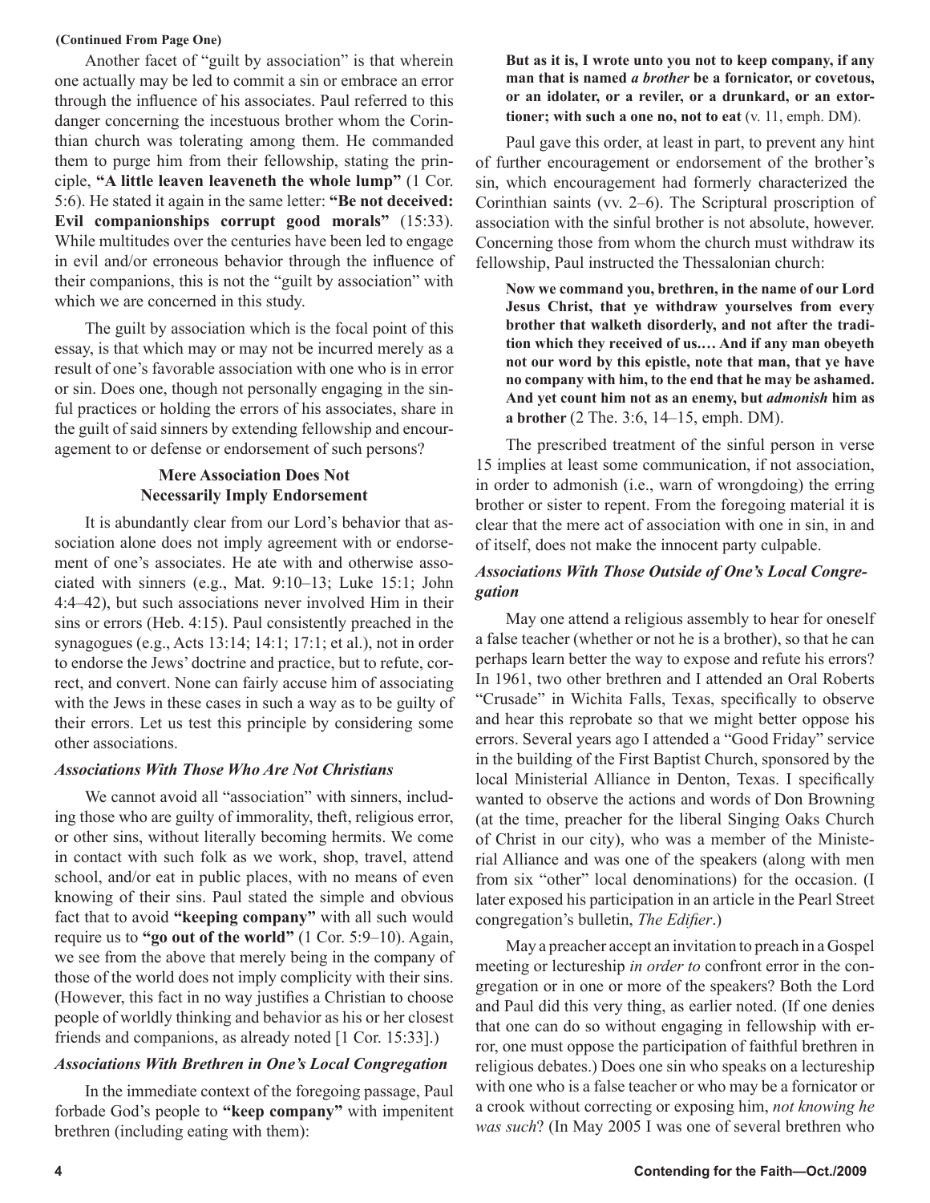(Continued From Page One)

Another facet of "guilt by association" is that wherein one actually may be led to commit a sin or embrace an error through the influence of his associates. Paul referred to this danger concerning the incestuous brother whom the Corinthian church was tolerating among them. He commanded them to purge him from their fellowship, stating the principle, **"A little leaven leaveneth the whole lump"** (1 Cor. 5:6). He stated it again in the same letter: **"Be not deceived: Evil companionships corrupt good morals"** (15:33). While multitudes over the centuries have been led to engage in evil and/or erroneous behavior through the influence of their companions, this is not the "guilt by association" with which we are concerned in this study.

The guilt by association which is the focal point of this essay, is that which may or may not be incurred merely as a result of one's favorable association with one who is in error or sin. Does one, though not personally engaging in the sinful practices or holding the errors of his associates, share in the guilt of said sinners by extending fellowship and encouragement to or defense or endorsement of such persons?

### Mere Association Does Not Necessarily Imply Endorsement

It is abundantly clear from our Lord's behavior that association alone does not imply agreement with or endorsement of one's associates. He ate with and otherwise associated with sinners (e.g., Mat. 9:10–13; Luke 15:1; John 4:4–42), but such associations never involved Him in their sins or errors (Heb. 4:15). Paul consistently preached in the synagogues (e.g., Acts 13:14; 14:1; 17:1; et al.), not in order to endorse the Jews' doctrine and practice, but to refute, correct, and convert. None can fairly accuse him of associating with the Jews in these cases in such a way as to be guilty of their errors. Let us test this principle by considering some other associations.

#### *Associations With Those Who Are Not Christians*

We cannot avoid all "association" with sinners, including those who are guilty of immorality, theft, religious error, or other sins, without literally becoming hermits. We come in contact with such folk as we work, shop, travel, attend school, and/or eat in public places, with no means of even knowing of their sins. Paul stated the simple and obvious fact that to avoid **"keeping company"** with all such would require us to **"go out of the world"** (1 Cor. 5:9–10). Again, we see from the above that merely being in the company of those of the world does not imply complicity with their sins. (However, this fact in no way justifies a Christian to choose people of worldly thinking and behavior as his or her closest friends and companions, as already noted [1 Cor. 15:33].)

#### *Associations With Brethren in One's Local Congregation*

In the immediate context of the foregoing passage, Paul forbade God's people to **"keep company"** with impenitent brethren (including eating with them):

> **But as it is, I wrote unto you not to keep company, if any man that is named *a brother* be a fornicator, or covetous, or an idolater, or a reviler, or a drunkard, or an extortioner; with such a one no, not to eat** (v. 11, emph. DM).

Paul gave this order, at least in part, to prevent any hint of further encouragement or endorsement of the brother's sin, which encouragement had formerly characterized the Corinthian saints (vv. 2–6). The Scriptural proscription of association with the sinful brother is not absolute, however. Concerning those from whom the church must withdraw its fellowship, Paul instructed the Thessalonian church:

> **Now we command you, brethren, in the name of our Lord Jesus Christ, that ye withdraw yourselves from every brother that walketh disorderly, and not after the tradition which they received of us.… And if any man obeyeth not our word by this epistle, note that man, that ye have no company with him, to the end that he may be ashamed. And yet count him not as an enemy, but *admonish* him as a brother** (2 The. 3:6, 14–15, emph. DM).

The prescribed treatment of the sinful person in verse 15 implies at least some communication, if not association, in order to admonish (i.e., warn of wrongdoing) the erring brother or sister to repent. From the foregoing material it is clear that the mere act of association with one in sin, in and of itself, does not make the innocent party culpable.

#### *Associations With Those Outside of One's Local Congregation*

May one attend a religious assembly to hear for oneself a false teacher (whether or not he is a brother), so that he can perhaps learn better the way to expose and refute his errors? In 1961, two other brethren and I attended an Oral Roberts "Crusade" in Wichita Falls, Texas, specifically to observe and hear this reprobate so that we might better oppose his errors. Several years ago I attended a "Good Friday" service in the building of the First Baptist Church, sponsored by the local Ministerial Alliance in Denton, Texas. I specifically wanted to observe the actions and words of Don Browning (at the time, preacher for the liberal Singing Oaks Church of Christ in our city), who was a member of the Ministerial Alliance and was one of the speakers (along with men from six "other" local denominations) for the occasion. (I later exposed his participation in an article in the Pearl Street congregation's bulletin, *The Edifier*.)

May a preacher accept an invitation to preach in a Gospel meeting or lectureship *in order to* confront error in the congregation or in one or more of the speakers? Both the Lord and Paul did this very thing, as earlier noted. (If one denies that one can do so without engaging in fellowship with error, one must oppose the participation of faithful brethren in religious debates.) Does one sin who speaks on a lectureship with one who is a false teacher or who may be a fornicator or a crook without correcting or exposing him, *not knowing he was such*? (In May 2005 I was one of several brethren who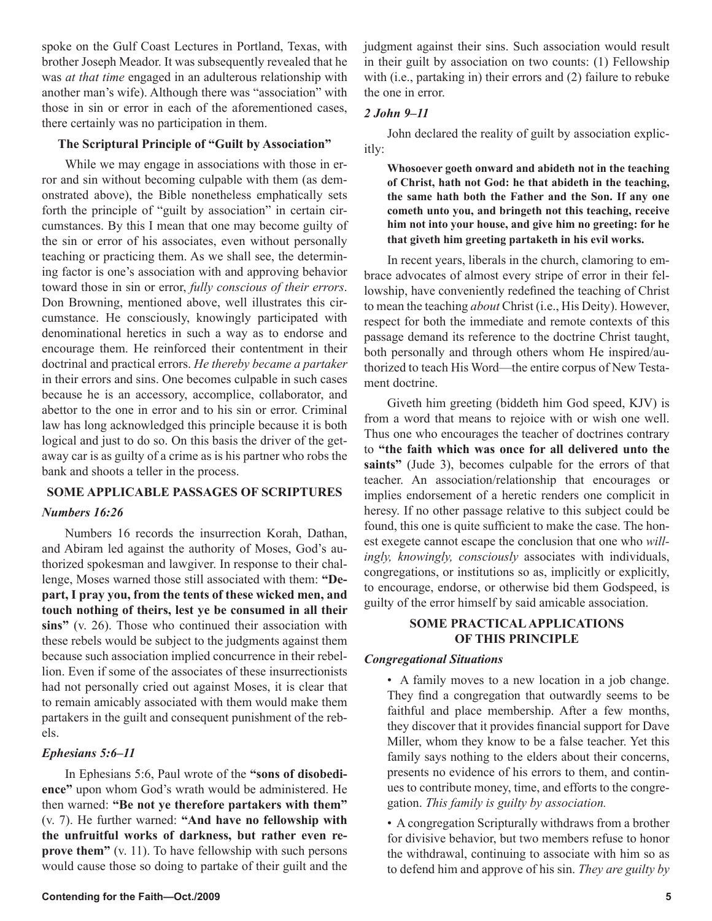spoke on the Gulf Coast Lectures in Portland, Texas, with brother Joseph Meador. It was subsequently revealed that he was *at that time* engaged in an adulterous relationship with another man's wife). Although there was "association" with those in sin or error in each of the aforementioned cases, there certainly was no participation in them.

### The Scriptural Principle of "Guilt by Association"

While we may engage in associations with those in error and sin without becoming culpable with them (as demonstrated above), the Bible nonetheless emphatically sets forth the principle of "guilt by association" in certain circumstances. By this I mean that one may become guilty of the sin or error of his associates, even without personally teaching or practicing them. As we shall see, the determining factor is one's association with and approving behavior toward those in sin or error, *fully conscious of their errors*. Don Browning, mentioned above, well illustrates this circumstance. He consciously, knowingly participated with denominational heretics in such a way as to endorse and encourage them. He reinforced their contentment in their doctrinal and practical errors. *He thereby became a partaker* in their errors and sins. One becomes culpable in such cases because he is an accessory, accomplice, collaborator, and abettor to the one in error and to his sin or error. Criminal law has long acknowledged this principle because it is both logical and just to do so. On this basis the driver of the getaway car is as guilty of a crime as is his partner who robs the bank and shoots a teller in the process.

## SOME APPLICABLE PASSAGES OF SCRIPTURES

### *Numbers 16:26*

Numbers 16 records the insurrection Korah, Dathan, and Abiram led against the authority of Moses, God's authorized spokesman and lawgiver. In response to their challenge, Moses warned those still associated with them: **"Depart, I pray you, from the tents of these wicked men, and touch nothing of theirs, lest ye be consumed in all their sins"** (v. 26). Those who continued their association with these rebels would be subject to the judgments against them because such association implied concurrence in their rebellion. Even if some of the associates of these insurrectionists had not personally cried out against Moses, it is clear that to remain amicably associated with them would make them partakers in the guilt and consequent punishment of the rebels.

### *Ephesians 5:6–11*

In Ephesians 5:6, Paul wrote of the **"sons of disobedience"** upon whom God's wrath would be administered. He then warned: **"Be not ye therefore partakers with them"** (v. 7). He further warned: **"And have no fellowship with the unfruitful works of darkness, but rather even reprove them"** (v. 11). To have fellowship with such persons would cause those so doing to partake of their guilt and the judgment against their sins. Such association would result in their guilt by association on two counts: (1) Fellowship with (i.e., partaking in) their errors and (2) failure to rebuke the one in error.

### *2 John 9–11*

John declared the reality of guilt by association explicitly:

> **Whosoever goeth onward and abideth not in the teaching of Christ, hath not God: he that abideth in the teaching, the same hath both the Father and the Son. If any one cometh unto you, and bringeth not this teaching, receive him not into your house, and give him no greeting: for he that giveth him greeting partaketh in his evil works.**

In recent years, liberals in the church, clamoring to embrace advocates of almost every stripe of error in their fellowship, have conveniently redefined the teaching of Christ to mean the teaching *about* Christ (i.e., His Deity). However, respect for both the immediate and remote contexts of this passage demand its reference to the doctrine Christ taught, both personally and through others whom He inspired/authorized to teach His Word—the entire corpus of New Testament doctrine.

Giveth him greeting (biddeth him God speed, KJV) is from a word that means to rejoice with or wish one well. Thus one who encourages the teacher of doctrines contrary to **"the faith which was once for all delivered unto the saints"** (Jude 3), becomes culpable for the errors of that teacher. An association/relationship that encourages or implies endorsement of a heretic renders one complicit in heresy. If no other passage relative to this subject could be found, this one is quite sufficient to make the case. The honest exegete cannot escape the conclusion that one who *willingly, knowingly, consciously* associates with individuals, congregations, or institutions so as, implicitly or explicitly, to encourage, endorse, or otherwise bid them Godspeed, is guilty of the error himself by said amicable association.

## SOME PRACTICAL APPLICATIONS OF THIS PRINCIPLE

### *Congregational Situations*

- A family moves to a new location in a job change. They find a congregation that outwardly seems to be faithful and place membership. After a few months, they discover that it provides financial support for Dave Miller, whom they know to be a false teacher. Yet this family says nothing to the elders about their concerns, presents no evidence of his errors to them, and continues to contribute money, time, and efforts to the congregation. *This family is guilty by association.*
- A congregation Scripturally withdraws from a brother for divisive behavior, but two members refuse to honor the withdrawal, continuing to associate with him so as to defend him and approve of his sin. *They are guilty by*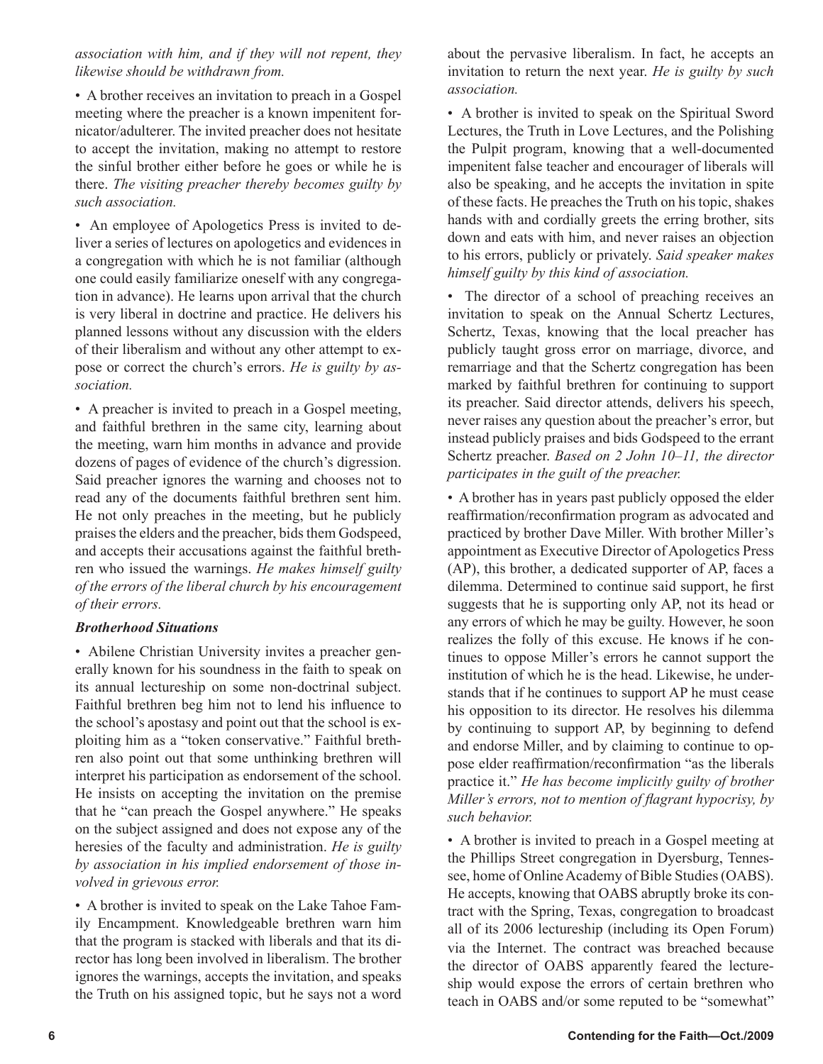*association with him, and if they will not repent, they likewise should be withdrawn from.*

- A brother receives an invitation to preach in a Gospel meeting where the preacher is a known impenitent fornicator/adulterer. The invited preacher does not hesitate to accept the invitation, making no attempt to restore the sinful brother either before he goes or while he is there. *The visiting preacher thereby becomes guilty by such association.*

- An employee of Apologetics Press is invited to deliver a series of lectures on apologetics and evidences in a congregation with which he is not familiar (although one could easily familiarize oneself with any congregation in advance). He learns upon arrival that the church is very liberal in doctrine and practice. He delivers his planned lessons without any discussion with the elders of their liberalism and without any other attempt to expose or correct the church's errors. *He is guilty by association.*

- A preacher is invited to preach in a Gospel meeting, and faithful brethren in the same city, learning about the meeting, warn him months in advance and provide dozens of pages of evidence of the church's digression. Said preacher ignores the warning and chooses not to read any of the documents faithful brethren sent him. He not only preaches in the meeting, but he publicly praises the elders and the preacher, bids them Godspeed, and accepts their accusations against the faithful brethren who issued the warnings. *He makes himself guilty of the errors of the liberal church by his encouragement of their errors.*

### *Brotherhood Situations*

- Abilene Christian University invites a preacher generally known for his soundness in the faith to speak on its annual lectureship on some non-doctrinal subject. Faithful brethren beg him not to lend his influence to the school's apostasy and point out that the school is exploiting him as a "token conservative." Faithful brethren also point out that some unthinking brethren will interpret his participation as endorsement of the school. He insists on accepting the invitation on the premise that he "can preach the Gospel anywhere." He speaks on the subject assigned and does not expose any of the heresies of the faculty and administration. *He is guilty by association in his implied endorsement of those involved in grievous error.*

- A brother is invited to speak on the Lake Tahoe Family Encampment. Knowledgeable brethren warn him that the program is stacked with liberals and that its director has long been involved in liberalism. The brother ignores the warnings, accepts the invitation, and speaks the Truth on his assigned topic, but he says not a word about the pervasive liberalism. In fact, he accepts an invitation to return the next year. *He is guilty by such association.*

- A brother is invited to speak on the Spiritual Sword Lectures, the Truth in Love Lectures, and the Polishing the Pulpit program, knowing that a well-documented impenitent false teacher and encourager of liberals will also be speaking, and he accepts the invitation in spite of these facts. He preaches the Truth on his topic, shakes hands with and cordially greets the erring brother, sits down and eats with him, and never raises an objection to his errors, publicly or privately. *Said speaker makes himself guilty by this kind of association.*

- The director of a school of preaching receives an invitation to speak on the Annual Schertz Lectures, Schertz, Texas, knowing that the local preacher has publicly taught gross error on marriage, divorce, and remarriage and that the Schertz congregation has been marked by faithful brethren for continuing to support its preacher. Said director attends, delivers his speech, never raises any question about the preacher's error, but instead publicly praises and bids Godspeed to the errant Schertz preacher. *Based on 2 John 10–11, the director participates in the guilt of the preacher.*

- A brother has in years past publicly opposed the elder reaffirmation/reconfirmation program as advocated and practiced by brother Dave Miller. With brother Miller's appointment as Executive Director of Apologetics Press (AP), this brother, a dedicated supporter of AP, faces a dilemma. Determined to continue said support, he first suggests that he is supporting only AP, not its head or any errors of which he may be guilty. However, he soon realizes the folly of this excuse. He knows if he continues to oppose Miller's errors he cannot support the institution of which he is the head. Likewise, he understands that if he continues to support AP he must cease his opposition to its director. He resolves his dilemma by continuing to support AP, by beginning to defend and endorse Miller, and by claiming to continue to oppose elder reaffirmation/reconfirmation "as the liberals practice it." *He has become implicitly guilty of brother Miller's errors, not to mention of flagrant hypocrisy, by such behavior.*

- A brother is invited to preach in a Gospel meeting at the Phillips Street congregation in Dyersburg, Tennessee, home of Online Academy of Bible Studies (OABS). He accepts, knowing that OABS abruptly broke its contract with the Spring, Texas, congregation to broadcast all of its 2006 lectureship (including its Open Forum) via the Internet. The contract was breached because the director of OABS apparently feared the lectureship would expose the errors of certain brethren who teach in OABS and/or some reputed to be "somewhat"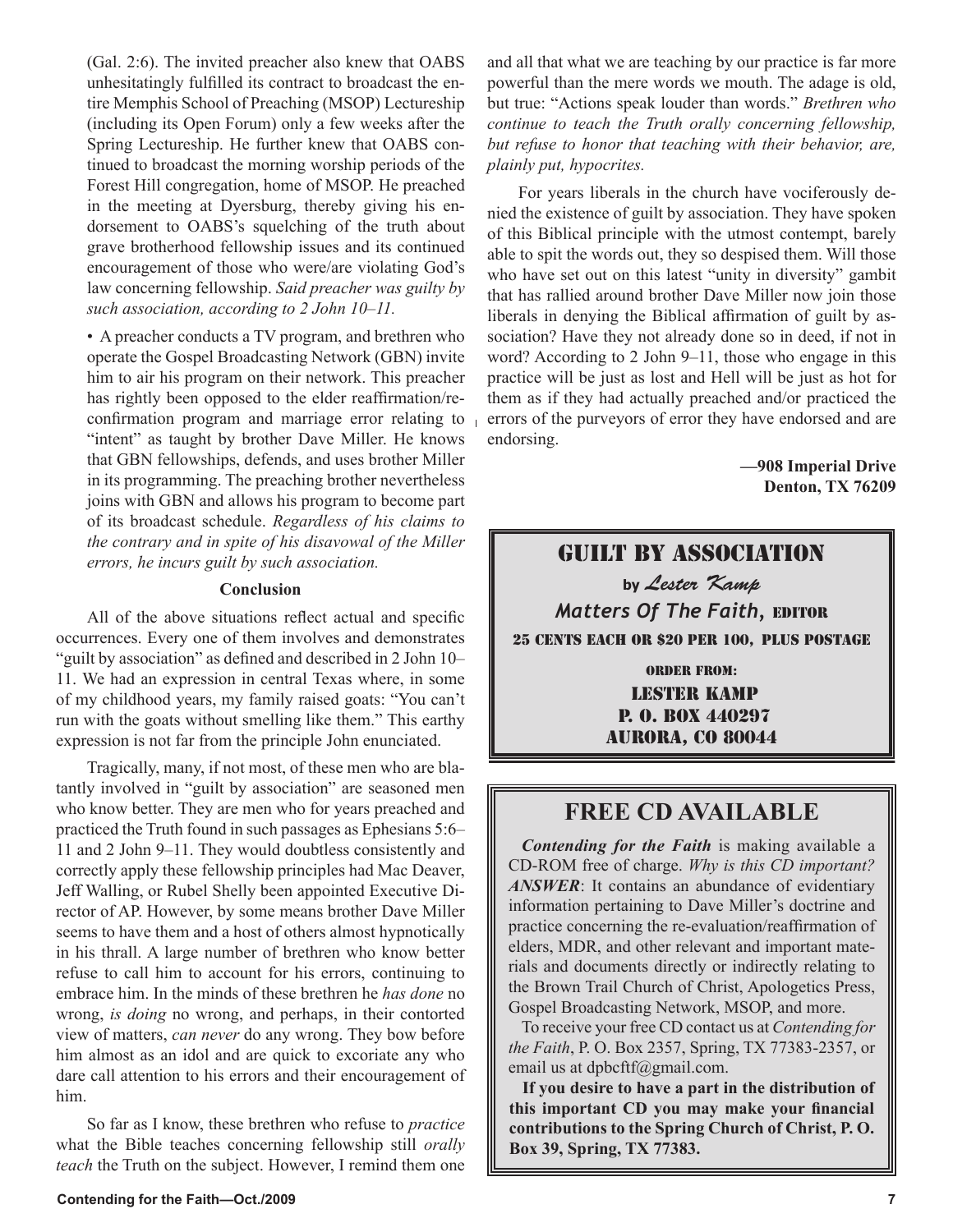(Gal. 2:6). The invited preacher also knew that OABS unhesitatingly fulfilled its contract to broadcast the entire Memphis School of Preaching (MSOP) Lectureship (including its Open Forum) only a few weeks after the Spring Lectureship. He further knew that OABS continued to broadcast the morning worship periods of the Forest Hill congregation, home of MSOP. He preached in the meeting at Dyersburg, thereby giving his endorsement to OABS's squelching of the truth about grave brotherhood fellowship issues and its continued encouragement of those who were/are violating God's law concerning fellowship. *Said preacher was guilty by such association, according to 2 John 10–11.*

• A preacher conducts a TV program, and brethren who operate the Gospel Broadcasting Network (GBN) invite him to air his program on their network. This preacher has rightly been opposed to the elder reaffirmation/reconfirmation program and marriage error relating to "intent" as taught by brother Dave Miller. He knows that GBN fellowships, defends, and uses brother Miller in its programming. The preaching brother nevertheless joins with GBN and allows his program to become part of its broadcast schedule. *Regardless of his claims to the contrary and in spite of his disavowal of the Miller errors, he incurs guilt by such association.*

**Conclusion**

All of the above situations reflect actual and specific occurrences. Every one of them involves and demonstrates "guilt by association" as defined and described in 2 John 10–11. We had an expression in central Texas where, in some of my childhood years, my family raised goats: "You can't run with the goats without smelling like them." This earthy expression is not far from the principle John enunciated.

Tragically, many, if not most, of these men who are blatantly involved in "guilt by association" are seasoned men who know better. They are men who for years preached and practiced the Truth found in such passages as Ephesians 5:6–11 and 2 John 9–11. They would doubtless consistently and correctly apply these fellowship principles had Mac Deaver, Jeff Walling, or Rubel Shelly been appointed Executive Director of AP. However, by some means brother Dave Miller seems to have them and a host of others almost hypnotically in his thrall. A large number of brethren who know better refuse to call him to account for his errors, continuing to embrace him. In the minds of these brethren he *has done* no wrong, *is doing* no wrong, and perhaps, in their contorted view of matters, *can never* do any wrong. They bow before him almost as an idol and are quick to excoriate any who dare call attention to his errors and their encouragement of him.

So far as I know, these brethren who refuse to *practice* what the Bible teaches concerning fellowship still *orally teach* the Truth on the subject. However, I remind them one and all that what we are teaching by our practice is far more powerful than the mere words we mouth. The adage is old, but true: "Actions speak louder than words." *Brethren who continue to teach the Truth orally concerning fellowship, but refuse to honor that teaching with their behavior, are, plainly put, hypocrites.*

For years liberals in the church have vociferously denied the existence of guilt by association. They have spoken of this Biblical principle with the utmost contempt, barely able to spit the words out, they so despised them. Will those who have set out on this latest "unity in diversity" gambit that has rallied around brother Dave Miller now join those liberals in denying the Biblical affirmation of guilt by association? Have they not already done so in deed, if not in word? According to 2 John 9–11, those who engage in this practice will be just as lost and Hell will be just as hot for them as if they had actually preached and/or practiced the errors of the purveyors of error they have endorsed and are endorsing.

**—908 Imperial Drive**
**Denton, TX 76209**

## GUILT BY ASSOCIATION

**by** *Lester Kamp*

*Matters Of The Faith,* EDITOR

25 CENTS EACH OR $20 PER 100, PLUS POSTAGE

ORDER FROM:
LESTER KAMP
P. O. BOX 440297
AURORA, CO 80044

## FREE CD AVAILABLE

***Contending for the Faith*** is making available a CD-ROM free of charge. *Why is this CD important?* ***ANSWER***: It contains an abundance of evidentiary information pertaining to Dave Miller's doctrine and practice concerning the re-evaluation/reaffirmation of elders, MDR, and other relevant and important materials and documents directly or indirectly relating to the Brown Trail Church of Christ, Apologetics Press, Gospel Broadcasting Network, MSOP, and more.

To receive your free CD contact us at *Contending for the Faith*, P. O. Box 2357, Spring, TX 77383-2357, or email us at dpbcftf@gmail.com.

**If you desire to have a part in the distribution of this important CD you may make your financial contributions to the Spring Church of Christ, P. O. Box 39, Spring, TX 77383.**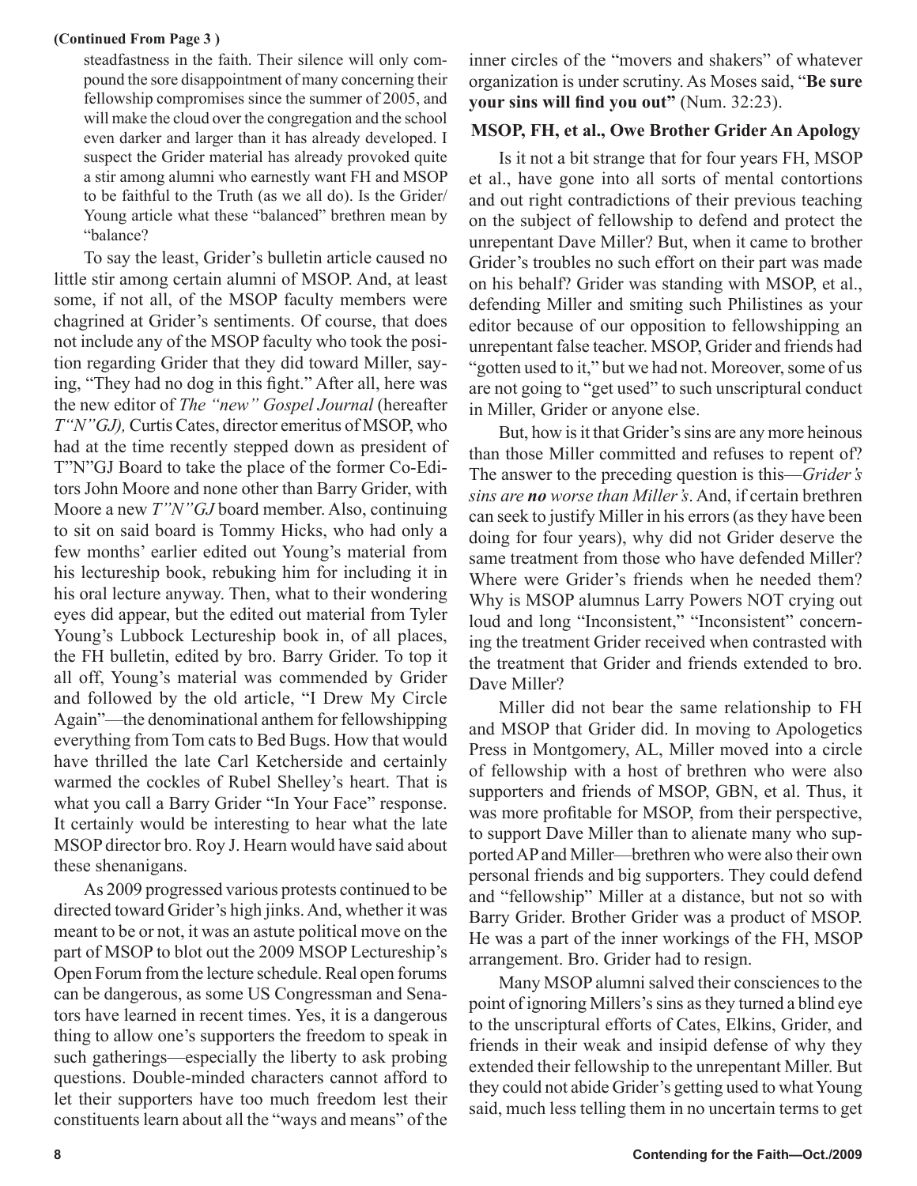**(Continued From Page 3 )**

> steadfastness in the faith. Their silence will only compound the sore disappointment of many concerning their fellowship compromises since the summer of 2005, and will make the cloud over the congregation and the school even darker and larger than it has already developed. I suspect the Grider material has already provoked quite a stir among alumni who earnestly want FH and MSOP to be faithful to the Truth (as we all do). Is the Grider/Young article what these "balanced" brethren mean by "balance?

To say the least, Grider's bulletin article caused no little stir among certain alumni of MSOP. And, at least some, if not all, of the MSOP faculty members were chagrined at Grider's sentiments. Of course, that does not include any of the MSOP faculty who took the position regarding Grider that they did toward Miller, saying, "They had no dog in this fight." After all, here was the new editor of *The "new" Gospel Journal* (hereafter *T"N"GJ),* Curtis Cates, director emeritus of MSOP, who had at the time recently stepped down as president of T"N"GJ Board to take the place of the former Co-Editors John Moore and none other than Barry Grider, with Moore a new *T"N"GJ* board member. Also, continuing to sit on said board is Tommy Hicks, who had only a few months' earlier edited out Young's material from his lectureship book, rebuking him for including it in his oral lecture anyway. Then, what to their wondering eyes did appear, but the edited out material from Tyler Young's Lubbock Lectureship book in, of all places, the FH bulletin, edited by bro. Barry Grider. To top it all off, Young's material was commended by Grider and followed by the old article, "I Drew My Circle Again"—the denominational anthem for fellowshipping everything from Tom cats to Bed Bugs. How that would have thrilled the late Carl Ketcherside and certainly warmed the cockles of Rubel Shelley's heart. That is what you call a Barry Grider "In Your Face" response. It certainly would be interesting to hear what the late MSOP director bro. Roy J. Hearn would have said about these shenanigans.

As 2009 progressed various protests continued to be directed toward Grider's high jinks. And, whether it was meant to be or not, it was an astute political move on the part of MSOP to blot out the 2009 MSOP Lectureship's Open Forum from the lecture schedule. Real open forums can be dangerous, as some US Congressman and Senators have learned in recent times. Yes, it is a dangerous thing to allow one's supporters the freedom to speak in such gatherings—especially the liberty to ask probing questions. Double-minded characters cannot afford to let their supporters have too much freedom lest their constituents learn about all the "ways and means" of the inner circles of the "movers and shakers" of whatever organization is under scrutiny. As Moses said, "**Be sure your sins will find you out"** (Num. 32:23).

### MSOP, FH, et al., Owe Brother Grider An Apology

Is it not a bit strange that for four years FH, MSOP et al., have gone into all sorts of mental contortions and out right contradictions of their previous teaching on the subject of fellowship to defend and protect the unrepentant Dave Miller? But, when it came to brother Grider's troubles no such effort on their part was made on his behalf? Grider was standing with MSOP, et al., defending Miller and smiting such Philistines as your editor because of our opposition to fellowshipping an unrepentant false teacher. MSOP, Grider and friends had "gotten used to it," but we had not. Moreover, some of us are not going to "get used" to such unscriptural conduct in Miller, Grider or anyone else.

But, how is it that Grider's sins are any more heinous than those Miller committed and refuses to repent of? The answer to the preceding question is this—*Grider's sins are **no** worse than Miller's*. And, if certain brethren can seek to justify Miller in his errors (as they have been doing for four years), why did not Grider deserve the same treatment from those who have defended Miller? Where were Grider's friends when he needed them? Why is MSOP alumnus Larry Powers NOT crying out loud and long "Inconsistent," "Inconsistent" concerning the treatment Grider received when contrasted with the treatment that Grider and friends extended to bro. Dave Miller?

Miller did not bear the same relationship to FH and MSOP that Grider did. In moving to Apologetics Press in Montgomery, AL, Miller moved into a circle of fellowship with a host of brethren who were also supporters and friends of MSOP, GBN, et al. Thus, it was more profitable for MSOP, from their perspective, to support Dave Miller than to alienate many who supported AP and Miller—brethren who were also their own personal friends and big supporters. They could defend and "fellowship" Miller at a distance, but not so with Barry Grider. Brother Grider was a product of MSOP. He was a part of the inner workings of the FH, MSOP arrangement. Bro. Grider had to resign.

Many MSOP alumni salved their consciences to the point of ignoring Millers's sins as they turned a blind eye to the unscriptural efforts of Cates, Elkins, Grider, and friends in their weak and insipid defense of why they extended their fellowship to the unrepentant Miller. But they could not abide Grider's getting used to what Young said, much less telling them in no uncertain terms to get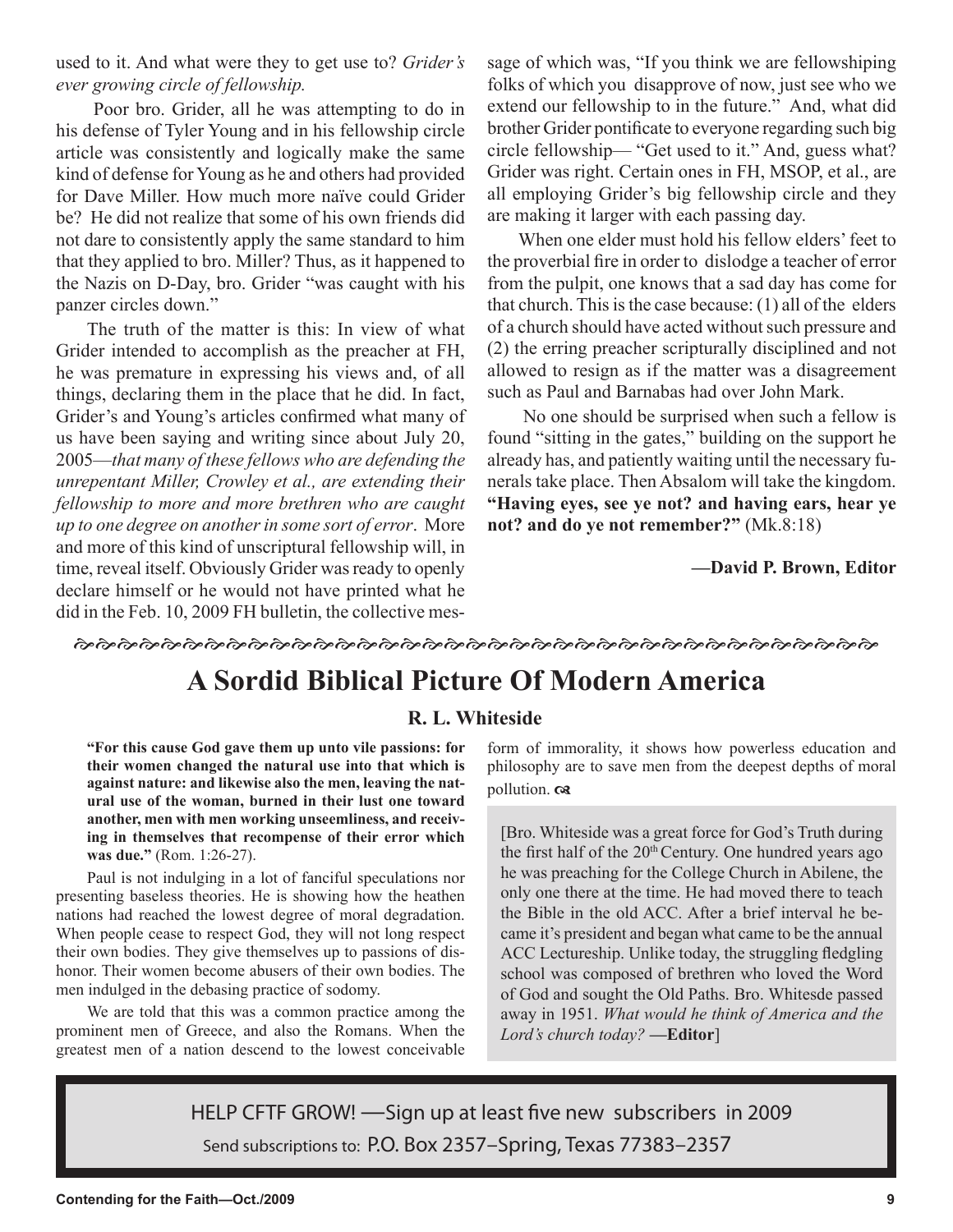used to it. And what were they to get use to? *Grider's ever growing circle of fellowship.*

Poor bro. Grider, all he was attempting to do in his defense of Tyler Young and in his fellowship circle article was consistently and logically make the same kind of defense for Young as he and others had provided for Dave Miller. How much more naïve could Grider be? He did not realize that some of his own friends did not dare to consistently apply the same standard to him that they applied to bro. Miller? Thus, as it happened to the Nazis on D-Day, bro. Grider "was caught with his panzer circles down."

The truth of the matter is this: In view of what Grider intended to accomplish as the preacher at FH, he was premature in expressing his views and, of all things, declaring them in the place that he did. In fact, Grider's and Young's articles confirmed what many of us have been saying and writing since about July 20, 2005—*that many of these fellows who are defending the unrepentant Miller, Crowley et al., are extending their fellowship to more and more brethren who are caught up to one degree on another in some sort of error*. More and more of this kind of unscriptural fellowship will, in time, reveal itself. Obviously Grider was ready to openly declare himself or he would not have printed what he did in the Feb. 10, 2009 FH bulletin, the collective message of which was, "If you think we are fellowshiping folks of which you disapprove of now, just see who we extend our fellowship to in the future." And, what did brother Grider pontificate to everyone regarding such big circle fellowship— "Get used to it." And, guess what? Grider was right. Certain ones in FH, MSOP, et al., are all employing Grider's big fellowship circle and they are making it larger with each passing day.

When one elder must hold his fellow elders' feet to the proverbial fire in order to dislodge a teacher of error from the pulpit, one knows that a sad day has come for that church. This is the case because: (1) all of the elders of a church should have acted without such pressure and (2) the erring preacher scripturally disciplined and not allowed to resign as if the matter was a disagreement such as Paul and Barnabas had over John Mark.

No one should be surprised when such a fellow is found "sitting in the gates," building on the support he already has, and patiently waiting until the necessary funerals take place. Then Absalom will take the kingdom. **"Having eyes, see ye not? and having ears, hear ye not? and do ye not remember?"** (Mk.8:18)

**—David P. Brown, Editor**

# A Sordid Biblical Picture Of Modern America

### R. L. Whiteside

**"For this cause God gave them up unto vile passions: for their women changed the natural use into that which is against nature: and likewise also the men, leaving the natural use of the woman, burned in their lust one toward another, men with men working unseemliness, and receiving in themselves that recompense of their error which was due."** (Rom. 1:26-27).

Paul is not indulging in a lot of fanciful speculations nor presenting baseless theories. He is showing how the heathen nations had reached the lowest degree of moral degradation. When people cease to respect God, they will not long respect their own bodies. They give themselves up to passions of dishonor. Their women become abusers of their own bodies. The men indulged in the debasing practice of sodomy.

We are told that this was a common practice among the prominent men of Greece, and also the Romans. When the greatest men of a nation descend to the lowest conceivable form of immorality, it shows how powerless education and philosophy are to save men from the deepest depths of moral pollution.

[Bro. Whiteside was a great force for God's Truth during the first half of the 20th Century. One hundred years ago he was preaching for the College Church in Abilene, the only one there at the time. He had moved there to teach the Bible in the old ACC. After a brief interval he became it's president and began what came to be the annual ACC Lectureship. Unlike today, the struggling fledgling school was composed of brethren who loved the Word of God and sought the Old Paths. Bro. Whitesde passed away in 1951. *What would he think of America and the Lord's church today?* **—Editor**]

HELP CFTF GROW! —Sign up at least five new subscribers in 2009

Send subscriptions to: P.O. Box 2357–Spring, Texas 77383–2357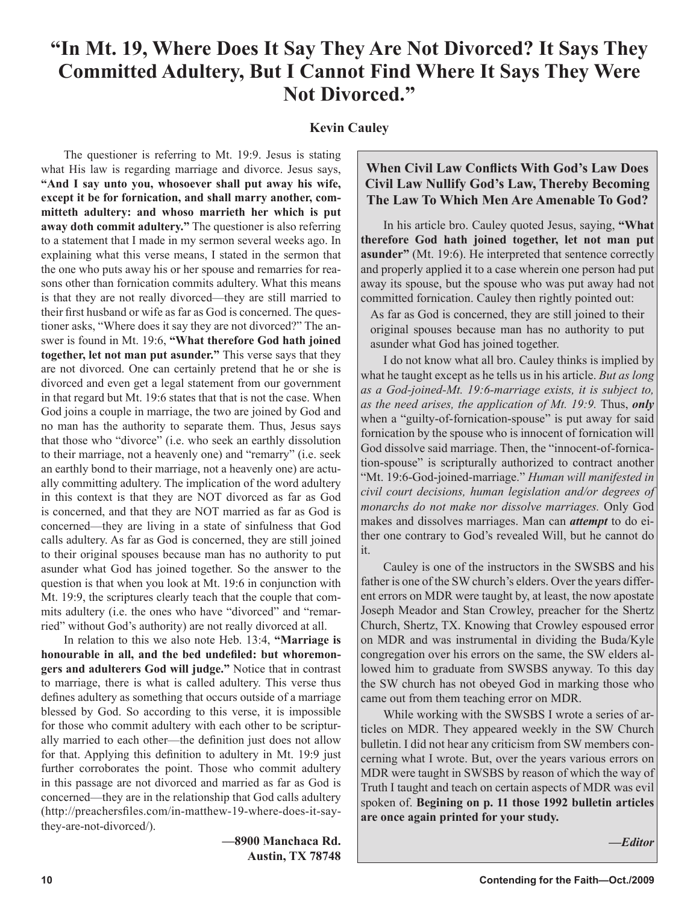# "In Mt. 19, Where Does It Say They Are Not Divorced? It Says They Committed Adultery, But I Cannot Find Where It Says They Were Not Divorced."

**Kevin Cauley**

The questioner is referring to Mt. 19:9. Jesus is stating what His law is regarding marriage and divorce. Jesus says, **"And I say unto you, whosoever shall put away his wife, except it be for fornication, and shall marry another, committeth adultery: and whoso marrieth her which is put away doth commit adultery."** The questioner is also referring to a statement that I made in my sermon several weeks ago. In explaining what this verse means, I stated in the sermon that the one who puts away his or her spouse and remarries for reasons other than fornication commits adultery. What this means is that they are not really divorced—they are still married to their first husband or wife as far as God is concerned. The questioner asks, "Where does it say they are not divorced?" The answer is found in Mt. 19:6, **"What therefore God hath joined together, let not man put asunder."** This verse says that they are not divorced. One can certainly pretend that he or she is divorced and even get a legal statement from our government in that regard but Mt. 19:6 states that that is not the case. When God joins a couple in marriage, the two are joined by God and no man has the authority to separate them. Thus, Jesus says that those who "divorce" (i.e. who seek an earthly dissolution to their marriage, not a heavenly one) and "remarry" (i.e. seek an earthly bond to their marriage, not a heavenly one) are actually committing adultery. The implication of the word adultery in this context is that they are NOT divorced as far as God is concerned, and that they are NOT married as far as God is concerned—they are living in a state of sinfulness that God calls adultery. As far as God is concerned, they are still joined to their original spouses because man has no authority to put asunder what God has joined together. So the answer to the question is that when you look at Mt. 19:6 in conjunction with Mt. 19:9, the scriptures clearly teach that the couple that commits adultery (i.e. the ones who have "divorced" and "remarried" without God's authority) are not really divorced at all.

In relation to this we also note Heb. 13:4, **"Marriage is honourable in all, and the bed undefiled: but whoremongers and adulterers God will judge."** Notice that in contrast to marriage, there is what is called adultery. This verse thus defines adultery as something that occurs outside of a marriage blessed by God. So according to this verse, it is impossible for those who commit adultery with each other to be scripturally married to each other—the definition just does not allow for that. Applying this definition to adultery in Mt. 19:9 just further corroborates the point. Those who commit adultery in this passage are not divorced and married as far as God is concerned—they are in the relationship that God calls adultery (http://preachersfiles.com/in-matthew-19-where-does-it-say-they-are-not-divorced/).

**—8900 Manchaca Rd.**
**Austin, TX 78748**

### When Civil Law Conflicts With God's Law Does Civil Law Nullify God's Law, Thereby Becoming The Law To Which Men Are Amenable To God?

In his article bro. Cauley quoted Jesus, saying, **"What therefore God hath joined together, let not man put asunder"** (Mt. 19:6). He interpreted that sentence correctly and properly applied it to a case wherein one person had put away its spouse, but the spouse who was put away had not committed fornication. Cauley then rightly pointed out:

> As far as God is concerned, they are still joined to their original spouses because man has no authority to put asunder what God has joined together.

I do not know what all bro. Cauley thinks is implied by what he taught except as he tells us in his article. *But as long as a God-joined-Mt. 19:6-marriage exists, it is subject to, as the need arises, the application of Mt. 19:9.* Thus, ***only*** when a "guilty-of-fornication-spouse" is put away for said fornication by the spouse who is innocent of fornication will God dissolve said marriage. Then, the "innocent-of-fornication-spouse" is scripturally authorized to contract another "Mt. 19:6-God-joined-marriage." *Human will manifested in civil court decisions, human legislation and/or degrees of monarchs do not make nor dissolve marriages.* Only God makes and dissolves marriages. Man can ***attempt*** to do either one contrary to God's revealed Will, but he cannot do it.

Cauley is one of the instructors in the SWSBS and his father is one of the SW church's elders. Over the years different errors on MDR were taught by, at least, the now apostate Joseph Meador and Stan Crowley, preacher for the Shertz Church, Shertz, TX. Knowing that Crowley espoused error on MDR and was instrumental in dividing the Buda/Kyle congregation over his errors on the same, the SW elders allowed him to graduate from SWSBS anyway. To this day the SW church has not obeyed God in marking those who came out from them teaching error on MDR.

While working with the SWSBS I wrote a series of articles on MDR. They appeared weekly in the SW Church bulletin. I did not hear any criticism from SW members concerning what I wrote. But, over the years various errors on MDR were taught in SWSBS by reason of which the way of Truth I taught and teach on certain aspects of MDR was evil spoken of. **Begining on p. 11 those 1992 bulletin articles are once again printed for your study.**

***—Editor***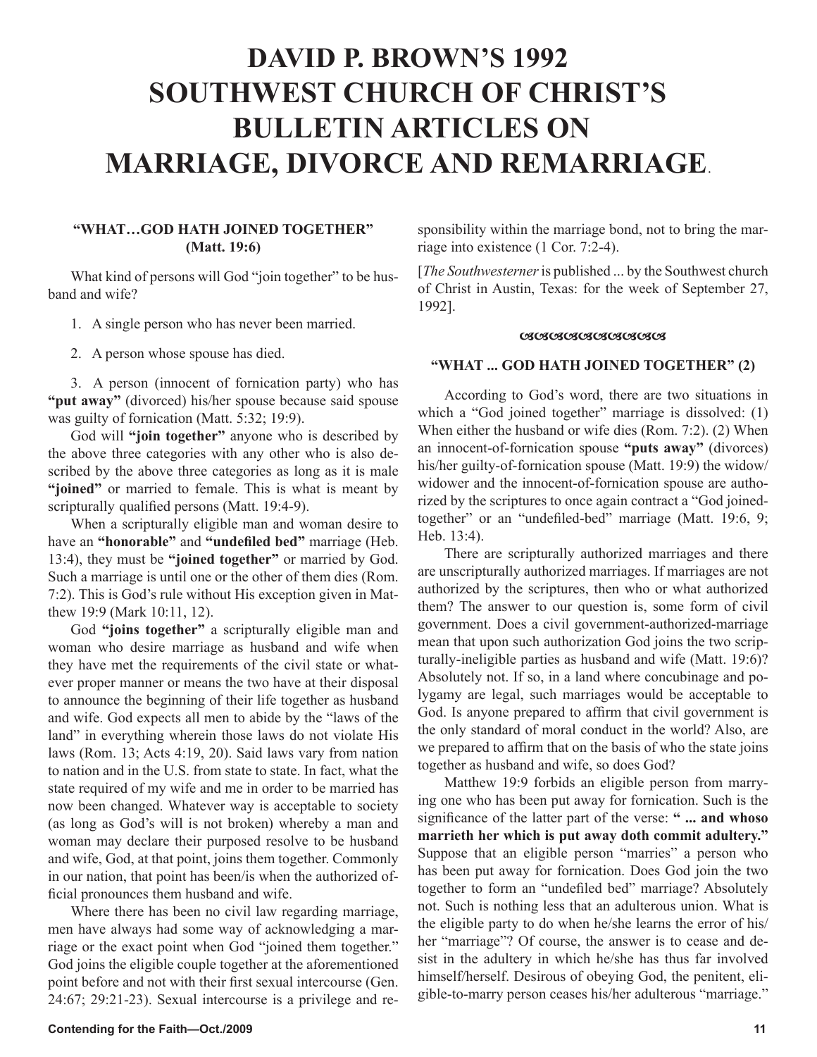# DAVID P. BROWN'S 1992 SOUTHWEST CHURCH OF CHRIST'S BULLETIN ARTICLES ON MARRIAGE, DIVORCE AND REMARRIAGE.

### "WHAT…GOD HATH JOINED TOGETHER" (Matt. 19:6)

What kind of persons will God "join together" to be husband and wife?

1. A single person who has never been married.
2. A person whose spouse has died.
3. A person (innocent of fornication party) who has **"put away"** (divorced) his/her spouse because said spouse was guilty of fornication (Matt. 5:32; 19:9).

God will **"join together"** anyone who is described by the above three categories with any other who is also described by the above three categories as long as it is male **"joined"** or married to female. This is what is meant by scripturally qualified persons (Matt. 19:4-9).

When a scripturally eligible man and woman desire to have an **"honorable"** and **"undefiled bed"** marriage (Heb. 13:4), they must be **"joined together"** or married by God. Such a marriage is until one or the other of them dies (Rom. 7:2). This is God's rule without His exception given in Matthew 19:9 (Mark 10:11, 12).

God **"joins together"** a scripturally eligible man and woman who desire marriage as husband and wife when they have met the requirements of the civil state or whatever proper manner or means the two have at their disposal to announce the beginning of their life together as husband and wife. God expects all men to abide by the "laws of the land" in everything wherein those laws do not violate His laws (Rom. 13; Acts 4:19, 20). Said laws vary from nation to nation and in the U.S. from state to state. In fact, what the state required of my wife and me in order to be married has now been changed. Whatever way is acceptable to society (as long as God's will is not broken) whereby a man and woman may declare their purposed resolve to be husband and wife, God, at that point, joins them together. Commonly in our nation, that point has been/is when the authorized official pronounces them husband and wife.

Where there has been no civil law regarding marriage, men have always had some way of acknowledging a marriage or the exact point when God "joined them together." God joins the eligible couple together at the aforementioned point before and not with their first sexual intercourse (Gen. 24:67; 29:21-23). Sexual intercourse is a privilege and responsibility within the marriage bond, not to bring the marriage into existence (1 Cor. 7:2-4).

[*The Southwesterner* is published ... by the Southwest church of Christ in Austin, Texas: for the week of September 27, 1992].

### "WHAT ... GOD HATH JOINED TOGETHER" (2)

According to God's word, there are two situations in which a "God joined together" marriage is dissolved: (1) When either the husband or wife dies (Rom. 7:2). (2) When an innocent-of-fornication spouse **"puts away"** (divorces) his/her guilty-of-fornication spouse (Matt. 19:9) the widow/widower and the innocent-of-fornication spouse are authorized by the scriptures to once again contract a "God joined-together" or an "undefiled-bed" marriage (Matt. 19:6, 9; Heb. 13:4).

There are scripturally authorized marriages and there are unscripturally authorized marriages. If marriages are not authorized by the scriptures, then who or what authorized them? The answer to our question is, some form of civil government. Does a civil government-authorized-marriage mean that upon such authorization God joins the two scripturally-ineligible parties as husband and wife (Matt. 19:6)? Absolutely not. If so, in a land where concubinage and polygamy are legal, such marriages would be acceptable to God. Is anyone prepared to affirm that civil government is the only standard of moral conduct in the world? Also, are we prepared to affirm that on the basis of who the state joins together as husband and wife, so does God?

Matthew 19:9 forbids an eligible person from marrying one who has been put away for fornication. Such is the significance of the latter part of the verse: **" ... and whoso marrieth her which is put away doth commit adultery."** Suppose that an eligible person "marries" a person who has been put away for fornication. Does God join the two together to form an "undefiled bed" marriage? Absolutely not. Such is nothing less that an adulterous union. What is the eligible party to do when he/she learns the error of his/her "marriage"? Of course, the answer is to cease and desist in the adultery in which he/she has thus far involved himself/herself. Desirous of obeying God, the penitent, eligible-to-marry person ceases his/her adulterous "marriage."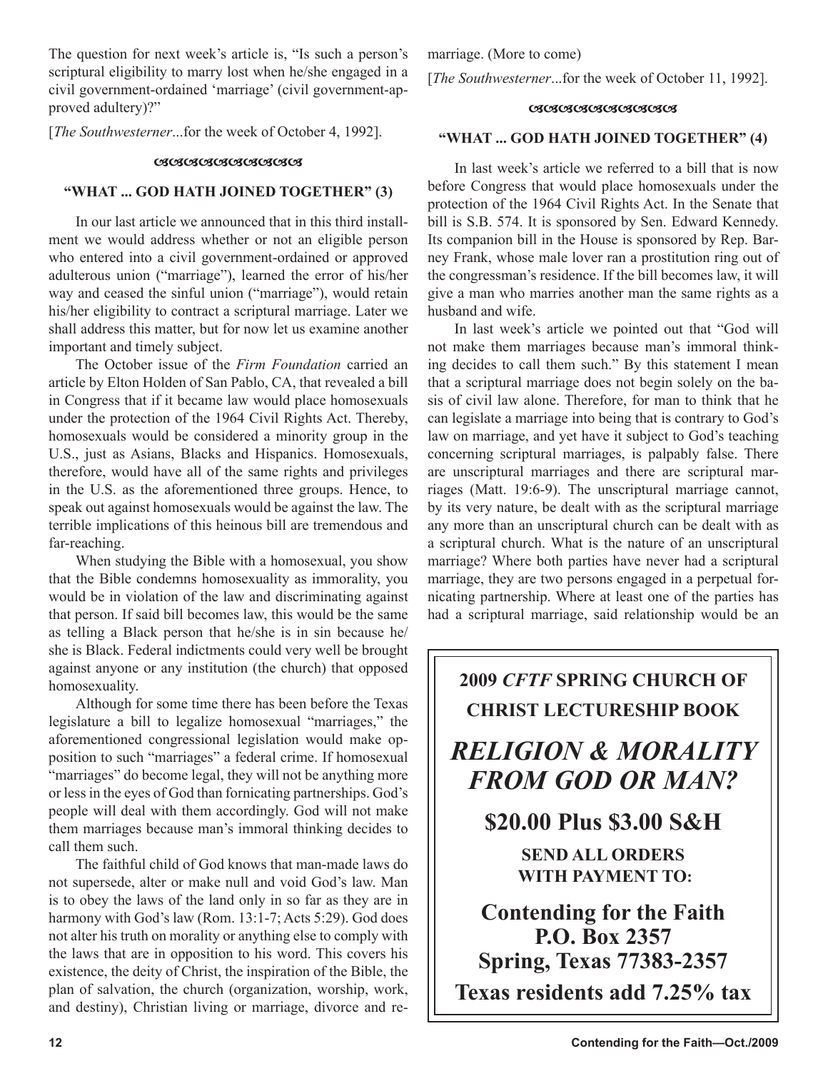The question for next week's article is, "Is such a person's scriptural eligibility to marry lost when he/she engaged in a civil government-ordained 'marriage' (civil government-approved adultery)?"

[*The Southwesterner*...for the week of October 4, 1992].

~~~~~~~~~~

### "WHAT ... GOD HATH JOINED TOGETHER" (3)

In our last article we announced that in this third installment we would address whether or not an eligible person who entered into a civil government-ordained or approved adulterous union ("marriage"), learned the error of his/her way and ceased the sinful union ("marriage"), would retain his/her eligibility to contract a scriptural marriage. Later we shall address this matter, but for now let us examine another important and timely subject.

The October issue of the *Firm Foundation* carried an article by Elton Holden of San Pablo, CA, that revealed a bill in Congress that if it became law would place homosexuals under the protection of the 1964 Civil Rights Act. Thereby, homosexuals would be considered a minority group in the U.S., just as Asians, Blacks and Hispanics. Homosexuals, therefore, would have all of the same rights and privileges in the U.S. as the aforementioned three groups. Hence, to speak out against homosexuals would be against the law. The terrible implications of this heinous bill are tremendous and far-reaching.

When studying the Bible with a homosexual, you show that the Bible condemns homosexuality as immorality, you would be in violation of the law and discriminating against that person. If said bill becomes law, this would be the same as telling a Black person that he/she is in sin because he/she is Black. Federal indictments could very well be brought against anyone or any institution (the church) that opposed homosexuality.

Although for some time there has been before the Texas legislature a bill to legalize homosexual "marriages," the aforementioned congressional legislation would make opposition to such "marriages" a federal crime. If homosexual "marriages" do become legal, they will not be anything more or less in the eyes of God than fornicating partnerships. God's people will deal with them accordingly. God will not make them marriages because man's immoral thinking decides to call them such.

The faithful child of God knows that man-made laws do not supersede, alter or make null and void God's law. Man is to obey the laws of the land only in so far as they are in harmony with God's law (Rom. 13:1-7; Acts 5:29). God does not alter his truth on morality or anything else to comply with the laws that are in opposition to his word. This covers his existence, the deity of Christ, the inspiration of the Bible, the plan of salvation, the church (organization, worship, work, and destiny), Christian living or marriage, divorce and remarriage. (More to come)

[*The Southwesterner*...for the week of October 11, 1992].

~~~~~~~~~~

### "WHAT ... GOD HATH JOINED TOGETHER" (4)

In last week's article we referred to a bill that is now before Congress that would place homosexuals under the protection of the 1964 Civil Rights Act. In the Senate that bill is S.B. 574. It is sponsored by Sen. Edward Kennedy. Its companion bill in the House is sponsored by Rep. Barney Frank, whose male lover ran a prostitution ring out of the congressman's residence. If the bill becomes law, it will give a man who marries another man the same rights as a husband and wife.

In last week's article we pointed out that "God will not make them marriages because man's immoral thinking decides to call them such." By this statement I mean that a scriptural marriage does not begin solely on the basis of civil law alone. Therefore, for man to think that he can legislate a marriage into being that is contrary to God's law on marriage, and yet have it subject to God's teaching concerning scriptural marriages, is palpably false. There are unscriptural marriages and there are scriptural marriages (Matt. 19:6-9). The unscriptural marriage cannot, by its very nature, be dealt with as the scriptural marriage any more than an unscriptural church can be dealt with as a scriptural church. What is the nature of an unscriptural marriage? Where both parties have never had a scriptural marriage, they are two persons engaged in a perpetual fornicating partnership. Where at least one of the parties has had a scriptural marriage, said relationship would be an

**2009 *CFTF* SPRING CHURCH OF CHRIST LECTURESHIP BOOK**

***RELIGION & MORALITY FROM GOD OR MAN?***

**$20.00 Plus $3.00 S&H**

**SEND ALL ORDERS WITH PAYMENT TO:**

**Contending for the Faith**
**P.O. Box 2357**
**Spring, Texas 77383-2357**

**Texas residents add 7.25% tax**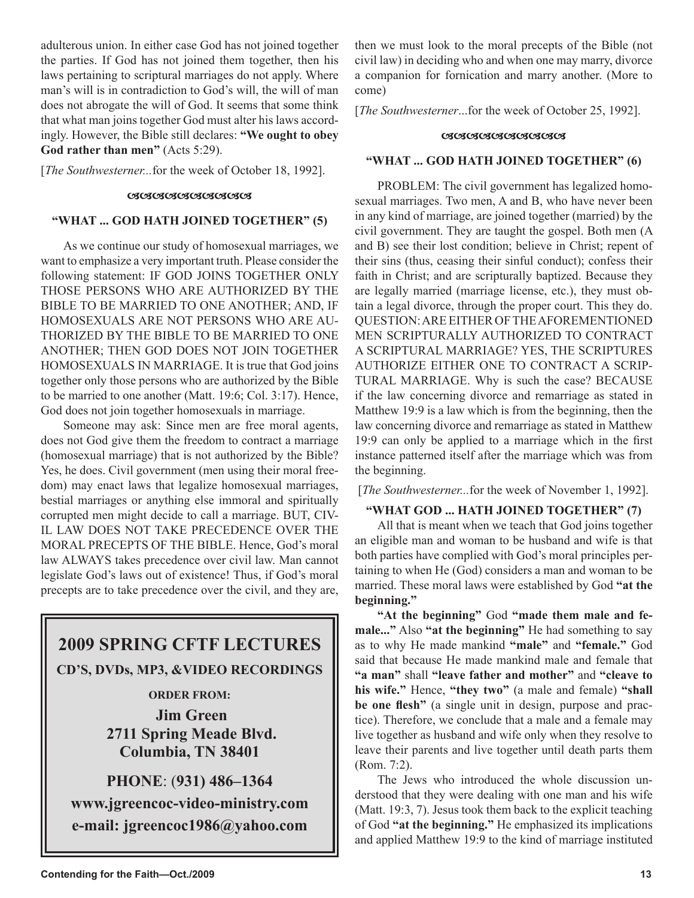adulterous union. In either case God has not joined together the parties. If God has not joined them together, then his laws pertaining to scriptural marriages do not apply. Where man's will is in contradiction to God's will, the will of man does not abrogate the will of God. It seems that some think that what man joins together God must alter his laws accordingly. However, the Bible still declares: **"We ought to obey God rather than men"** (Acts 5:29).

[*The Southwesterner...*for the week of October 18, 1992].

### "WHAT ... GOD HATH JOINED TOGETHER" (5)

As we continue our study of homosexual marriages, we want to emphasize a very important truth. Please consider the following statement: IF GOD JOINS TOGETHER ONLY THOSE PERSONS WHO ARE AUTHORIZED BY THE BIBLE TO BE MARRIED TO ONE ANOTHER; AND, IF HOMOSEXUALS ARE NOT PERSONS WHO ARE AUTHORIZED BY THE BIBLE TO BE MARRIED TO ONE ANOTHER; THEN GOD DOES NOT JOIN TOGETHER HOMOSEXUALS IN MARRIAGE. It is true that God joins together only those persons who are authorized by the Bible to be married to one another (Matt. 19:6; Col. 3:17). Hence, God does not join together homosexuals in marriage.

Someone may ask: Since men are free moral agents, does not God give them the freedom to contract a marriage (homosexual marriage) that is not authorized by the Bible? Yes, he does. Civil government (men using their moral freedom) may enact laws that legalize homosexual marriages, bestial marriages or anything else immoral and spiritually corrupted men might decide to call a marriage. BUT, CIVIL LAW DOES NOT TAKE PRECEDENCE OVER THE MORAL PRECEPTS OF THE BIBLE. Hence, God's moral law ALWAYS takes precedence over civil law. Man cannot legislate God's laws out of existence! Thus, if God's moral precepts are to take precedence over the civil, and they are, then we must look to the moral precepts of the Bible (not civil law) in deciding who and when one may marry, divorce a companion for fornication and marry another. (More to come)

[*The Southwesterner*...for the week of October 25, 1992].

### "WHAT ... GOD HATH JOINED TOGETHER" (6)

PROBLEM: The civil government has legalized homosexual marriages. Two men, A and B, who have never been in any kind of marriage, are joined together (married) by the civil government. They are taught the gospel. Both men (A and B) see their lost condition; believe in Christ; repent of their sins (thus, ceasing their sinful conduct); confess their faith in Christ; and are scripturally baptized. Because they are legally married (marriage license, etc.), they must obtain a legal divorce, through the proper court. This they do. QUESTION: ARE EITHER OF THE AFOREMENTIONED MEN SCRIPTURALLY AUTHORIZED TO CONTRACT A SCRIPTURAL MARRIAGE? YES, THE SCRIPTURES AUTHORIZE EITHER ONE TO CONTRACT A SCRIPTURAL MARRIAGE. Why is such the case? BECAUSE if the law concerning divorce and remarriage as stated in Matthew 19:9 is a law which is from the beginning, then the law concerning divorce and remarriage as stated in Matthew 19:9 can only be applied to a marriage which in the first instance patterned itself after the marriage which was from the beginning.

[*The Southwesterner...*for the week of November 1, 1992].

### "WHAT GOD ... HATH JOINED TOGETHER" (7)

All that is meant when we teach that God joins together an eligible man and woman to be husband and wife is that both parties have complied with God's moral principles pertaining to when He (God) considers a man and woman to be married. These moral laws were established by God **"at the beginning."**

**"At the beginning"** God **"made them male and female..."** Also **"at the beginning"** He had something to say as to why He made mankind **"male"** and **"female."** God said that because He made mankind male and female that **"a man"** shall **"leave father and mother"** and **"cleave to his wife."** Hence, **"they two"** (a male and female) **"shall be one flesh"** (a single unit in design, purpose and practice). Therefore, we conclude that a male and a female may live together as husband and wife only when they resolve to leave their parents and live together until death parts them (Rom. 7:2).

The Jews who introduced the whole discussion understood that they were dealing with one man and his wife (Matt. 19:3, 7). Jesus took them back to the explicit teaching of God **"at the beginning."** He emphasized its implications and applied Matthew 19:9 to the kind of marriage instituted

---

## 2009 SPRING CFTF LECTURES

**CD'S, DVDs, MP3, &VIDEO RECORDINGS**

**ORDER FROM:**

**Jim Green**
**2711 Spring Meade Blvd.**
**Columbia, TN 38401**

**PHONE**: **(931) 486–1364**

**www.jgreencoc-video-ministry.com**

**e-mail: jgreencoc1986@yahoo.com**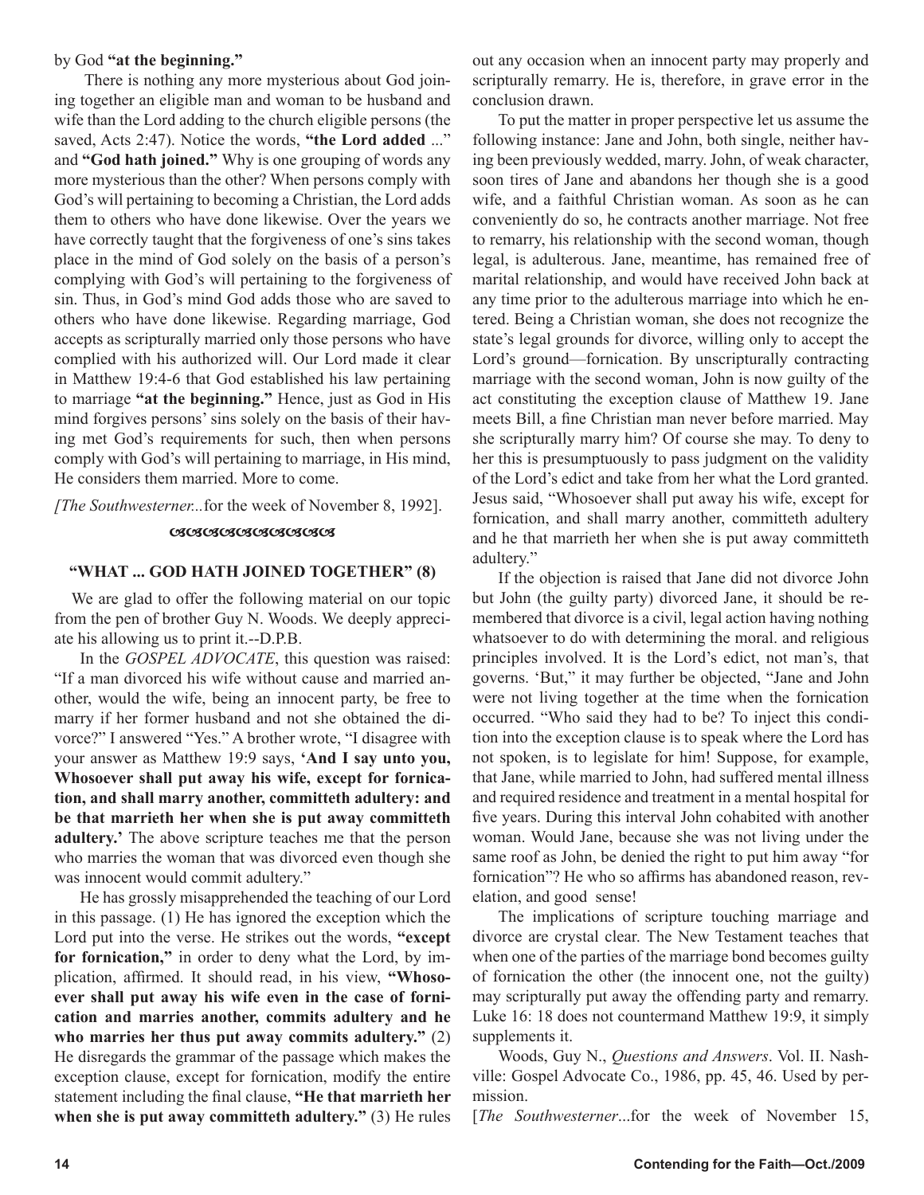by God **"at the beginning."**

There is nothing any more mysterious about God joining together an eligible man and woman to be husband and wife than the Lord adding to the church eligible persons (the saved, Acts 2:47). Notice the words, **"the Lord added** ..." and **"God hath joined."** Why is one grouping of words any more mysterious than the other? When persons comply with God's will pertaining to becoming a Christian, the Lord adds them to others who have done likewise. Over the years we have correctly taught that the forgiveness of one's sins takes place in the mind of God solely on the basis of a person's complying with God's will pertaining to the forgiveness of sin. Thus, in God's mind God adds those who are saved to others who have done likewise. Regarding marriage, God accepts as scripturally married only those persons who have complied with his authorized will. Our Lord made it clear in Matthew 19:4-6 that God established his law pertaining to marriage **"at the beginning."** Hence, just as God in His mind forgives persons' sins solely on the basis of their having met God's requirements for such, then when persons comply with God's will pertaining to marriage, in His mind, He considers them married. More to come.

*[The Southwesterner...*for the week of November 8, 1992].

## "WHAT ... GOD HATH JOINED TOGETHER" (8)

We are glad to offer the following material on our topic from the pen of brother Guy N. Woods. We deeply appreciate his allowing us to print it.--D.P.B.

In the *GOSPEL ADVOCATE*, this question was raised: "If a man divorced his wife without cause and married another, would the wife, being an innocent party, be free to marry if her former husband and not she obtained the divorce?" I answered "Yes." A brother wrote, "I disagree with your answer as Matthew 19:9 says, **'And I say unto you, Whosoever shall put away his wife, except for fornication, and shall marry another, committeth adultery: and be that marrieth her when she is put away committeth adultery.'** The above scripture teaches me that the person who marries the woman that was divorced even though she was innocent would commit adultery."

He has grossly misapprehended the teaching of our Lord in this passage. (1) He has ignored the exception which the Lord put into the verse. He strikes out the words, **"except for fornication,"** in order to deny what the Lord, by implication, affirmed. It should read, in his view, **"Whosoever shall put away his wife even in the case of fornication and marries another, commits adultery and he who marries her thus put away commits adultery."** (2) He disregards the grammar of the passage which makes the exception clause, except for fornication, modify the entire statement including the final clause, **"He that marrieth her when she is put away committeth adultery."** (3) He rules out any occasion when an innocent party may properly and scripturally remarry. He is, therefore, in grave error in the conclusion drawn.

To put the matter in proper perspective let us assume the following instance: Jane and John, both single, neither having been previously wedded, marry. John, of weak character, soon tires of Jane and abandons her though she is a good wife, and a faithful Christian woman. As soon as he can conveniently do so, he contracts another marriage. Not free to remarry, his relationship with the second woman, though legal, is adulterous. Jane, meantime, has remained free of marital relationship, and would have received John back at any time prior to the adulterous marriage into which he entered. Being a Christian woman, she does not recognize the state's legal grounds for divorce, willing only to accept the Lord's ground—fornication. By unscripturally contracting marriage with the second woman, John is now guilty of the act constituting the exception clause of Matthew 19. Jane meets Bill, a fine Christian man never before married. May she scripturally marry him? Of course she may. To deny to her this is presumptuously to pass judgment on the validity of the Lord's edict and take from her what the Lord granted. Jesus said, "Whosoever shall put away his wife, except for fornication, and shall marry another, committeth adultery and he that marrieth her when she is put away committeth adultery."

If the objection is raised that Jane did not divorce John but John (the guilty party) divorced Jane, it should be remembered that divorce is a civil, legal action having nothing whatsoever to do with determining the moral. and religious principles involved. It is the Lord's edict, not man's, that governs. 'But," it may further be objected, "Jane and John were not living together at the time when the fornication occurred. "Who said they had to be? To inject this condition into the exception clause is to speak where the Lord has not spoken, is to legislate for him! Suppose, for example, that Jane, while married to John, had suffered mental illness and required residence and treatment in a mental hospital for five years. During this interval John cohabited with another woman. Would Jane, because she was not living under the same roof as John, be denied the right to put him away "for fornication"? He who so affirms has abandoned reason, revelation, and good sense!

The implications of scripture touching marriage and divorce are crystal clear. The New Testament teaches that when one of the parties of the marriage bond becomes guilty of fornication the other (the innocent one, not the guilty) may scripturally put away the offending party and remarry. Luke 16: 18 does not countermand Matthew 19:9, it simply supplements it.

Woods, Guy N., *Questions and Answers*. Vol. II. Nashville: Gospel Advocate Co., 1986, pp. 45, 46. Used by permission.

[*The Southwesterner*...for the week of November 15,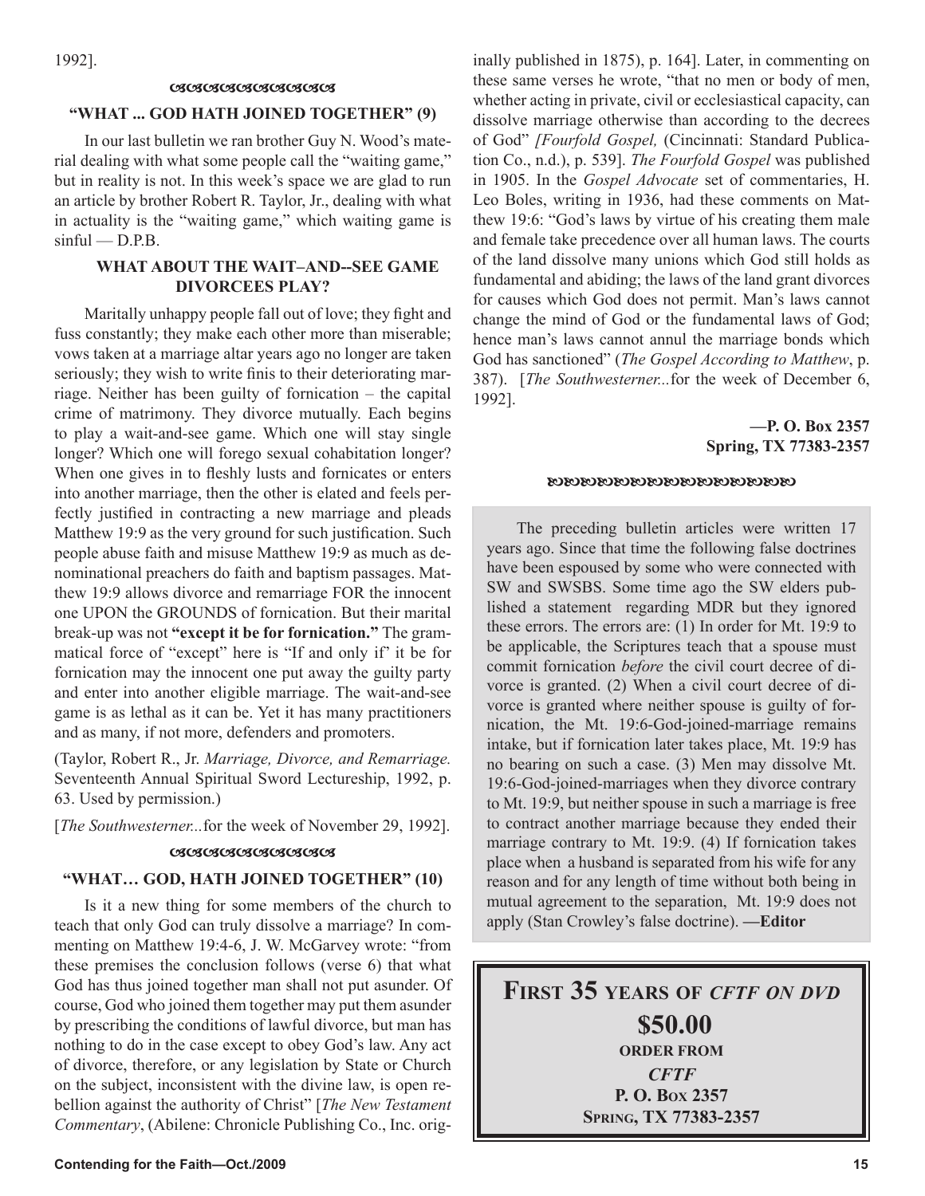1992].

ƇƇƇƇƇƇƇƇƇƇ

### "WHAT ... GOD HATH JOINED TOGETHER" (9)

In our last bulletin we ran brother Guy N. Wood's material dealing with what some people call the "waiting game," but in reality is not. In this week's space we are glad to run an article by brother Robert R. Taylor, Jr., dealing with what in actuality is the "waiting game," which waiting game is sinful — D.P.B.

### WHAT ABOUT THE WAIT–AND--SEE GAME DIVORCEES PLAY?

Maritally unhappy people fall out of love; they fight and fuss constantly; they make each other more than miserable; vows taken at a marriage altar years ago no longer are taken seriously; they wish to write finis to their deteriorating marriage. Neither has been guilty of fornication – the capital crime of matrimony. They divorce mutually. Each begins to play a wait-and-see game. Which one will stay single longer? Which one will forego sexual cohabitation longer? When one gives in to fleshly lusts and fornicates or enters into another marriage, then the other is elated and feels perfectly justified in contracting a new marriage and pleads Matthew 19:9 as the very ground for such justification. Such people abuse faith and misuse Matthew 19:9 as much as denominational preachers do faith and baptism passages. Matthew 19:9 allows divorce and remarriage FOR the innocent one UPON the GROUNDS of fornication. But their marital break-up was not **"except it be for fornication."** The grammatical force of "except" here is "If and only if" it be for fornication may the innocent one put away the guilty party and enter into another eligible marriage. The wait-and-see game is as lethal as it can be. Yet it has many practitioners and as many, if not more, defenders and promoters.

(Taylor, Robert R., Jr. *Marriage, Divorce, and Remarriage.* Seventeenth Annual Spiritual Sword Lectureship, 1992, p. 63. Used by permission.)

[*The Southwesterner...*for the week of November 29, 1992].

ƇƇƇƇƇƇƇƇƇƇ

### "WHAT… GOD, HATH JOINED TOGETHER" (10)

Is it a new thing for some members of the church to teach that only God can truly dissolve a marriage? In commenting on Matthew 19:4-6, J. W. McGarvey wrote: "from these premises the conclusion follows (verse 6) that what God has thus joined together man shall not put asunder. Of course, God who joined them together may put them asunder by prescribing the conditions of lawful divorce, but man has nothing to do in the case except to obey God's law. Any act of divorce, therefore, or any legislation by State or Church on the subject, inconsistent with the divine law, is open rebellion against the authority of Christ" [*The New Testament Commentary*, (Abilene: Chronicle Publishing Co., Inc. originally published in 1875), p. 164]. Later, in commenting on these same verses he wrote, "that no men or body of men, whether acting in private, civil or ecclesiastical capacity, can dissolve marriage otherwise than according to the decrees of God" *[Fourfold Gospel,* (Cincinnati: Standard Publication Co., n.d.), p. 539]. *The Fourfold Gospel* was published in 1905. In the *Gospel Advocate* set of commentaries, H. Leo Boles, writing in 1936, had these comments on Matthew 19:6: "God's laws by virtue of his creating them male and female take precedence over all human laws. The courts of the land dissolve many unions which God still holds as fundamental and abiding; the laws of the land grant divorces for causes which God does not permit. Man's laws cannot change the mind of God or the fundamental laws of God; hence man's laws cannot annul the marriage bonds which God has sanctioned" (*The Gospel According to Matthew*, p. 387). [*The Southwesterner...*for the week of December 6, 1992].

**—P. O. Box 2357**
**Spring, TX 77383-2357**

ƀƀƀƀƀƀƀƀƀƀƀƀƀƀƀƀ

The preceding bulletin articles were written 17 years ago. Since that time the following false doctrines have been espoused by some who were connected with SW and SWSBS. Some time ago the SW elders published a statement regarding MDR but they ignored these errors. The errors are: (1) In order for Mt. 19:9 to be applicable, the Scriptures teach that a spouse must commit fornication *before* the civil court decree of divorce is granted. (2) When a civil court decree of divorce is granted where neither spouse is guilty of fornication, the Mt. 19:6-God-joined-marriage remains intake, but if fornication later takes place, Mt. 19:9 has no bearing on such a case. (3) Men may dissolve Mt. 19:6-God-joined-marriages when they divorce contrary to Mt. 19:9, but neither spouse in such a marriage is free to contract another marriage because they ended their marriage contrary to Mt. 19:9. (4) If fornication takes place when a husband is separated from his wife for any reason and for any length of time without both being in mutual agreement to the separation, Mt. 19:9 does not apply (Stan Crowley's false doctrine). **—Editor**

**FIRST 35 YEARS OF *CFTF ON DVD***
**$50.00**
**ORDER FROM**
***CFTF***
**P. O. BOX 2357**
**SPRING, TX 77383-2357**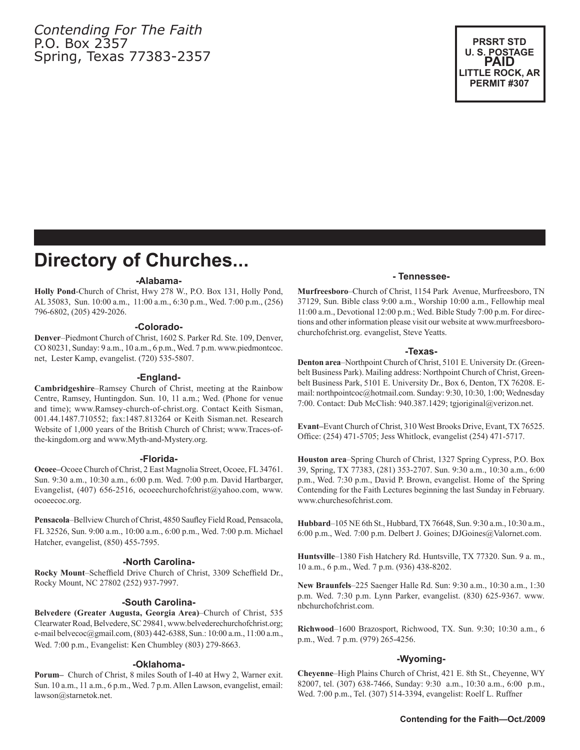*Contending For The Faith*
P.O. Box 2357
Spring, Texas 77383-2357

PRSRT STD
U. S. POSTAGE
**PAID**
LITTLE ROCK, AR
PERMIT #307

# Directory of Churches...

### -Alabama-

**Holly Pond**-Church of Christ, Hwy 278 W., P.O. Box 131, Holly Pond, AL 35083, Sun. 10:00 a.m., 11:00 a.m., 6:30 p.m., Wed. 7:00 p.m., (256) 796-6802, (205) 429-2026.

### -Colorado-

**Denver**–Piedmont Church of Christ, 1602 S. Parker Rd. Ste. 109, Denver, CO 80231, Sunday: 9 a.m., 10 a.m., 6 p.m., Wed. 7 p.m. www.piedmontcoc.net, Lester Kamp, evangelist. (720) 535-5807.

### -England-

**Cambridgeshire**–Ramsey Church of Christ, meeting at the Rainbow Centre, Ramsey, Huntingdon. Sun. 10, 11 a.m.; Wed. (Phone for venue and time); www.Ramsey-church-of-christ.org. Contact Keith Sisman, 001.44.1487.710552; fax:1487.813264 or Keith Sisman.net. Research Website of 1,000 years of the British Church of Christ; www.Traces-of-the-kingdom.org and www.Myth-and-Mystery.org.

### -Florida-

**Ocoee–**Ocoee Church of Christ, 2 East Magnolia Street, Ocoee, FL 34761. Sun. 9:30 a.m., 10:30 a.m., 6:00 p.m. Wed. 7:00 p.m. David Hartbarger, Evangelist, (407) 656-2516, ocoeechurchofchrist@yahoo.com, www.ocoeecoc.org.

**Pensacola**–Bellview Church of Christ, 4850 Saufley Field Road, Pensacola, FL 32526, Sun. 9:00 a.m., 10:00 a.m., 6:00 p.m., Wed. 7:00 p.m. Michael Hatcher, evangelist, (850) 455-7595.

### -North Carolina-

**Rocky Mount**–Scheffield Drive Church of Christ, 3309 Scheffield Dr., Rocky Mount, NC 27802 (252) 937-7997.

### -South Carolina-

**Belvedere (Greater Augusta, Georgia Area)**–Church of Christ, 535 Clearwater Road, Belvedere, SC 29841, www.belvederechurchofchrist.org; e-mail belvecoc@gmail.com, (803) 442-6388, Sun.: 10:00 a.m., 11:00 a.m., Wed. 7:00 p.m., Evangelist: Ken Chumbley (803) 279-8663.

### -Oklahoma-

**Porum–** Church of Christ, 8 miles South of I-40 at Hwy 2, Warner exit. Sun. 10 a.m., 11 a.m., 6 p.m., Wed. 7 p.m. Allen Lawson, evangelist, email: lawson@starnetok.net.

### - Tennessee-

**Murfreesboro**–Church of Christ, 1154 Park Avenue, Murfreesboro, TN 37129, Sun. Bible class 9:00 a.m., Worship 10:00 a.m., Fellowhip meal 11:00 a.m., Devotional 12:00 p.m.; Wed. Bible Study 7:00 p.m. For directions and other information please visit our website at www.murfreesborochurchofchrist.org. evangelist, Steve Yeatts.

### -Texas-

**Denton area**–Northpoint Church of Christ, 5101 E. University Dr. (Greenbelt Business Park). Mailing address: Northpoint Church of Christ, Greenbelt Business Park, 5101 E. University Dr., Box 6, Denton, TX 76208. E-mail: northpointcoc@hotmail.com. Sunday: 9:30, 10:30, 1:00; Wednesday 7:00. Contact: Dub McClish: 940.387.1429; tgjoriginal@verizon.net.

**Evant–**Evant Church of Christ, 310 West Brooks Drive, Evant, TX 76525. Office: (254) 471-5705; Jess Whitlock, evangelist (254) 471-5717.

**Houston area**–Spring Church of Christ, 1327 Spring Cypress, P.O. Box 39, Spring, TX 77383, (281) 353-2707. Sun. 9:30 a.m., 10:30 a.m., 6:00 p.m., Wed. 7:30 p.m., David P. Brown, evangelist. Home of the Spring Contending for the Faith Lectures beginning the last Sunday in February. www.churchesofchrist.com.

**Hubbard**–105 NE 6th St., Hubbard, TX 76648, Sun. 9:30 a.m., 10:30 a.m., 6:00 p.m., Wed. 7:00 p.m. Delbert J. Goines; DJGoines@Valornet.com.

**Huntsville**–1380 Fish Hatchery Rd. Huntsville, TX 77320. Sun. 9 a. m., 10 a.m., 6 p.m., Wed. 7 p.m. (936) 438-8202.

**New Braunfels**–225 Saenger Halle Rd. Sun: 9:30 a.m., 10:30 a.m., 1:30 p.m. Wed. 7:30 p.m. Lynn Parker, evangelist. (830) 625-9367. www.nbchurchofchrist.com.

**Richwood**–1600 Brazosport, Richwood, TX. Sun. 9:30; 10:30 a.m., 6 p.m., Wed. 7 p.m. (979) 265-4256.

### -Wyoming-

**Cheyenne**–High Plains Church of Christ, 421 E. 8th St., Cheyenne, WY 82007, tel. (307) 638-7466, Sunday: 9:30 a.m., 10:30 a.m., 6:00 p.m., Wed. 7:00 p.m., Tel. (307) 514-3394, evangelist: Roelf L. Ruffner